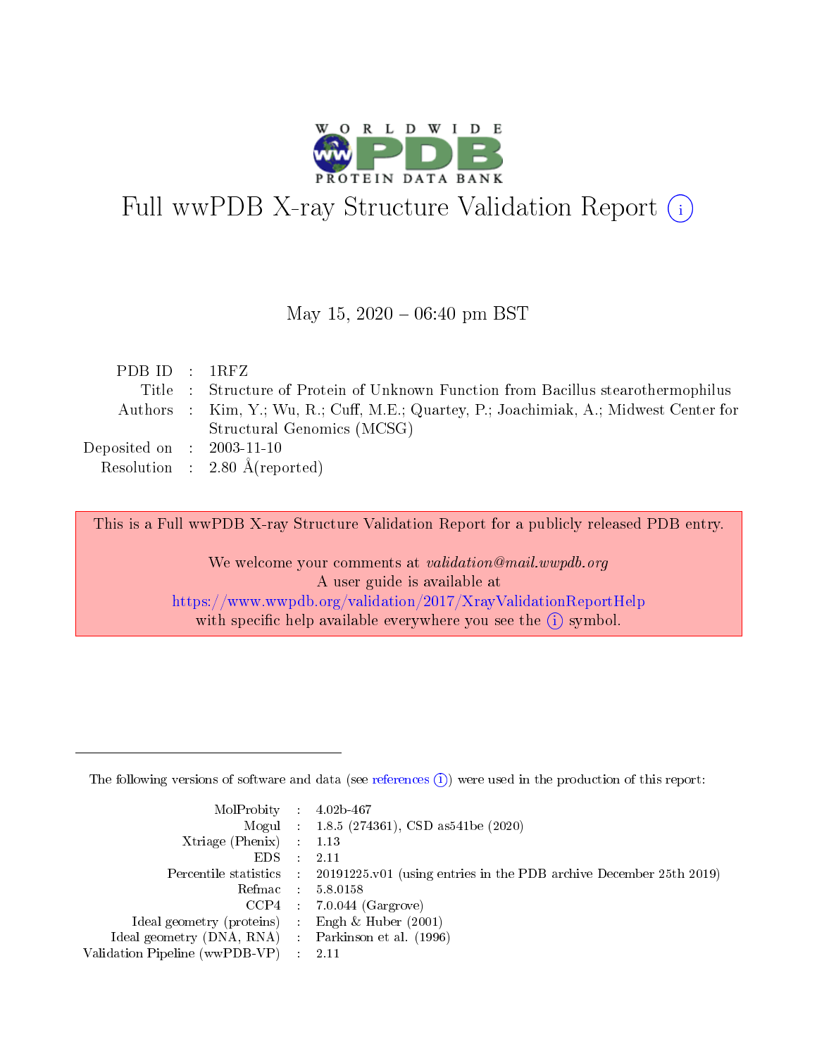# Full wwPDB X-ray Structure Validation Report (i)

May 15, 2020 – 06:40 pm BST

| | | |
|---|---|---|
| PDB ID | : | 1RFZ |
| Title | : | Structure of Protein of Unknown Function from Bacillus stearothermophilus |
| Authors | : | Kim, Y.; Wu, R.; Cuff, M.E.; Quartey, P.; Joachimiak, A.; Midwest Center for Structural Genomics (MCSG) |
| Deposited on | : | 2003-11-10 |
| Resolution | : | 2.80 Å(reported) |

This is a Full wwPDB X-ray Structure Validation Report for a publicly released PDB entry.

We welcome your comments at *validation@mail.wwpdb.org*
A user guide is available at
https://www.wwpdb.org/validation/2017/XrayValidationReportHelp
with specific help available everywhere you see the (i) symbol.

---

The following versions of software and data (see references (i)) were used in the production of this report:

| | | |
|---|---|---|
| MolProbity | : | 4.02b-467 |
| Mogul | : | 1.8.5 (274361), CSD as541be (2020) |
| Xtriage (Phenix) | : | 1.13 |
| EDS | : | 2.11 |
| Percentile statistics | : | 20191225.v01 (using entries in the PDB archive December 25th 2019) |
| Refmac | : | 5.8.0158 |
| CCP4 | : | 7.0.044 (Gargrove) |
| Ideal geometry (proteins) | : | Engh & Huber (2001) |
| Ideal geometry (DNA, RNA) | : | Parkinson et al. (1996) |
| Validation Pipeline (wwPDB-VP) | : | 2.11 |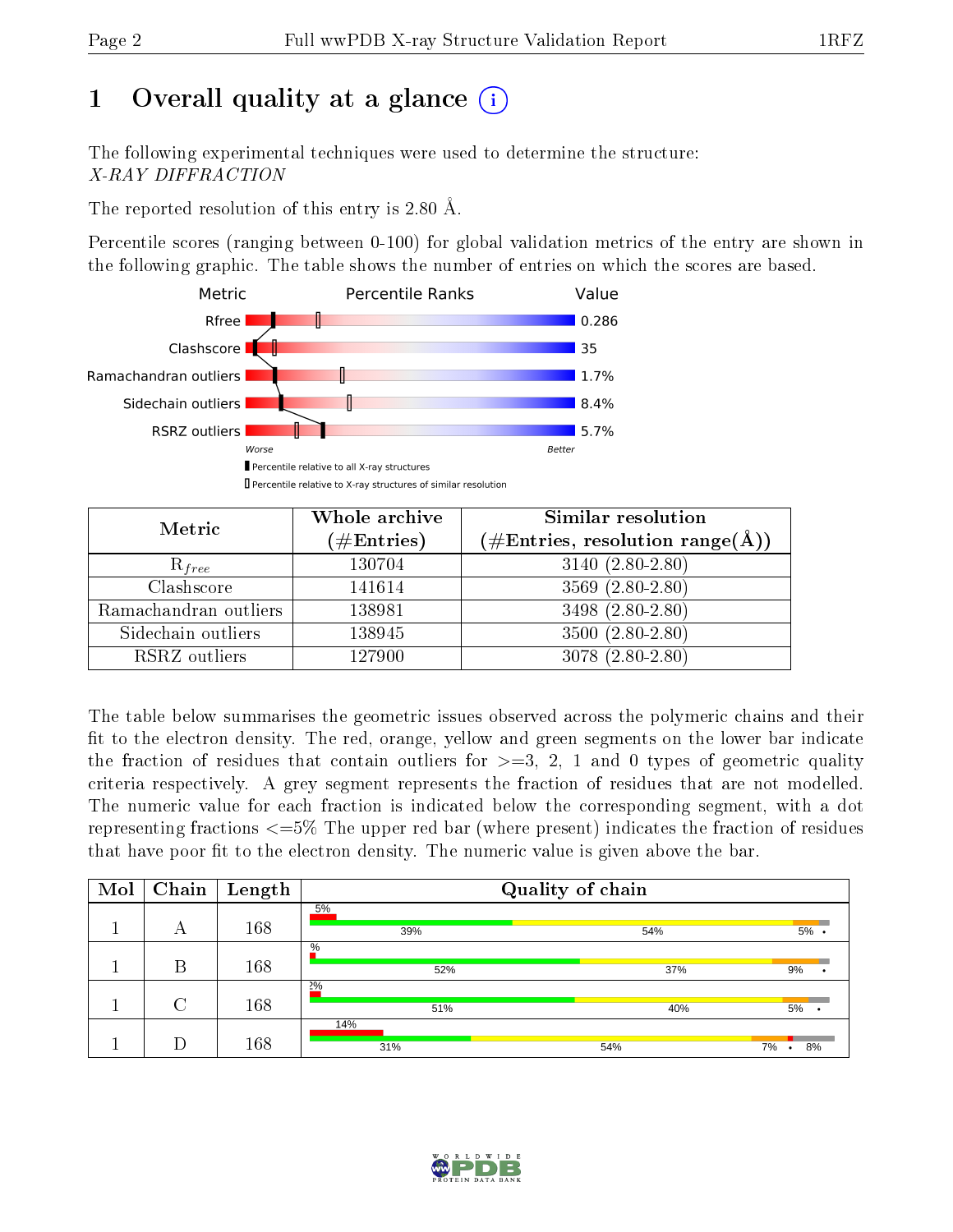# 1 Overall quality at a glance (i)

The following experimental techniques were used to determine the structure:
*X-RAY DIFFRACTION*

The reported resolution of this entry is 2.80 Å.

Percentile scores (ranging between 0-100) for global validation metrics of the entry are shown in the following graphic. The table shows the number of entries on which the scores are based.

| Metric | Value |
|---|---|
| Rfree | 0.286 |
| Clashscore | 35 |
| Ramachandran outliers | 1.7% |
| Sidechain outliers | 8.4% |
| RSRZ outliers | 5.7% |

Worse — Better

▮ Percentile relative to all X-ray structures
▯ Percentile relative to X-ray structures of similar resolution

| Metric | Whole archive (#Entries) | Similar resolution (#Entries, resolution range(Å)) |
|---|---|---|
| $R_{free}$ | 130704 | 3140 (2.80-2.80) |
| Clashscore | 141614 | 3569 (2.80-2.80) |
| Ramachandran outliers | 138981 | 3498 (2.80-2.80) |
| Sidechain outliers | 138945 | 3500 (2.80-2.80) |
| RSRZ outliers | 127900 | 3078 (2.80-2.80) |

The table below summarises the geometric issues observed across the polymeric chains and their fit to the electron density. The red, orange, yellow and green segments on the lower bar indicate the fraction of residues that contain outliers for >=3, 2, 1 and 0 types of geometric quality criteria respectively. A grey segment represents the fraction of residues that are not modelled. The numeric value for each fraction is indicated below the corresponding segment, with a dot representing fractions <=5% The upper red bar (where present) indicates the fraction of residues that have poor fit to the electron density. The numeric value is given above the bar.

| Mol | Chain | Length | Quality of chain |
|---|---|---|---|
| 1 | A | 168 | 5% / 39% · 54% · 5% · • |
| 1 | B | 168 | % / 52% · 37% · 9% · • |
| 1 | C | 168 | 2% / 51% · 40% · 5% · • |
| 1 | D | 168 | 14% / 31% · 54% · 7% · • · 8% |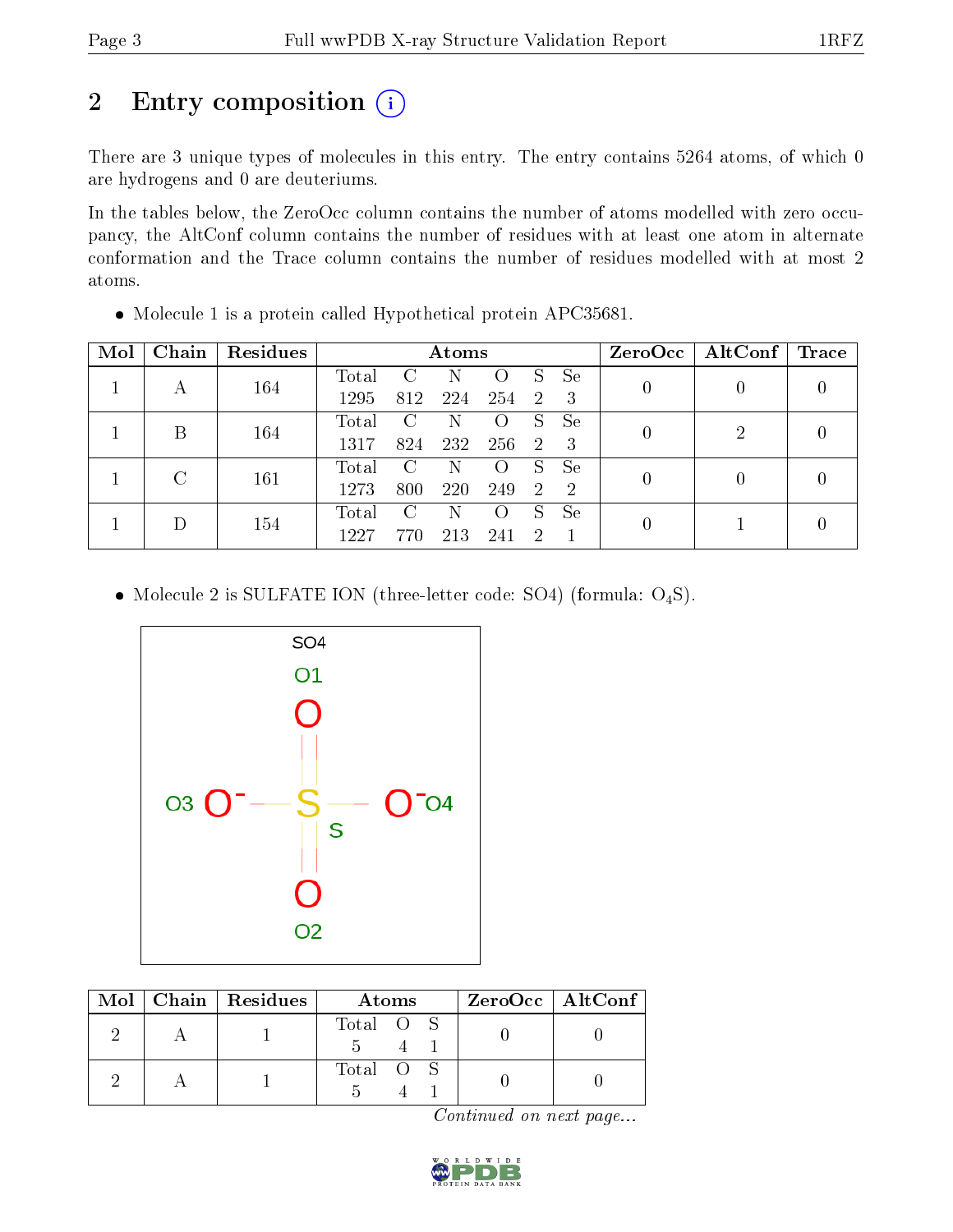## 2 Entry composition

There are 3 unique types of molecules in this entry. The entry contains 5264 atoms, of which 0 are hydrogens and 0 are deuteriums.

In the tables below, the ZeroOcc column contains the number of atoms modelled with zero occupancy, the AltConf column contains the number of residues with at least one atom in alternate conformation and the Trace column contains the number of residues modelled with at most 2 atoms.

- Molecule 1 is a protein called Hypothetical protein APC35681.

| Mol | Chain | Residues | Atoms | | | | | | ZeroOcc | AltConf | Trace |
|---|---|---|---|---|---|---|---|---|---|---|---|
| 1 | A | 164 | Total 1295 | C 812 | N 224 | O 254 | S 2 | Se 3 | 0 | 0 | 0 |
| 1 | B | 164 | Total 1317 | C 824 | N 232 | O 256 | S 2 | Se 3 | 0 | 2 | 0 |
| 1 | C | 161 | Total 1273 | C 800 | N 220 | O 249 | S 2 | Se 2 | 0 | 0 | 0 |
| 1 | D | 154 | Total 1227 | C 770 | N 213 | O 241 | S 2 | Se 1 | 0 | 1 | 0 |

- Molecule 2 is SULFATE ION (three-letter code: SO4) (formula: $O_4S$).

| Mol | Chain | Residues | Atoms | | | ZeroOcc | AltConf |
|---|---|---|---|---|---|---|---|
| 2 | A | 1 | Total 5 | O 4 | S 1 | 0 | 0 |
| 2 | A | 1 | Total 5 | O 4 | S 1 | 0 | 0 |

*Continued on next page...*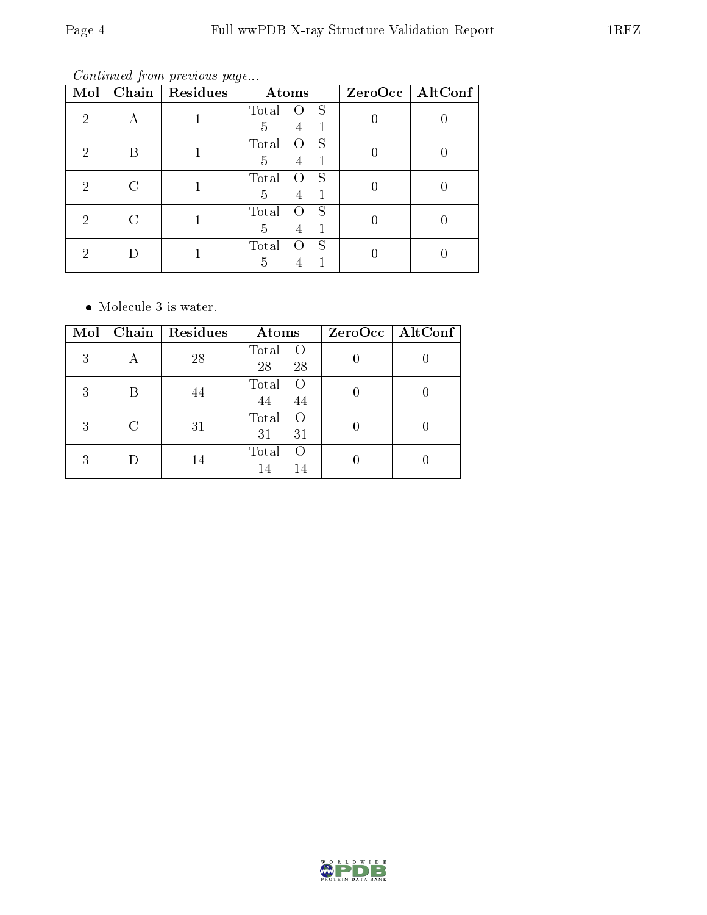*Continued from previous page...*

| Mol | Chain | Residues | Atoms | ZeroOcc | AltConf |
|---|---|---|---|---|---|
| 2 | A | 1 | Total O S<br>5 4 1 | 0 | 0 |
| 2 | B | 1 | Total O S<br>5 4 1 | 0 | 0 |
| 2 | C | 1 | Total O S<br>5 4 1 | 0 | 0 |
| 2 | C | 1 | Total O S<br>5 4 1 | 0 | 0 |
| 2 | D | 1 | Total O S<br>5 4 1 | 0 | 0 |

- Molecule 3 is water.

| Mol | Chain | Residues | Atoms | ZeroOcc | AltConf |
|---|---|---|---|---|---|
| 3 | A | 28 | Total O<br>28 28 | 0 | 0 |
| 3 | B | 44 | Total O<br>44 44 | 0 | 0 |
| 3 | C | 31 | Total O<br>31 31 | 0 | 0 |
| 3 | D | 14 | Total O<br>14 14 | 0 | 0 |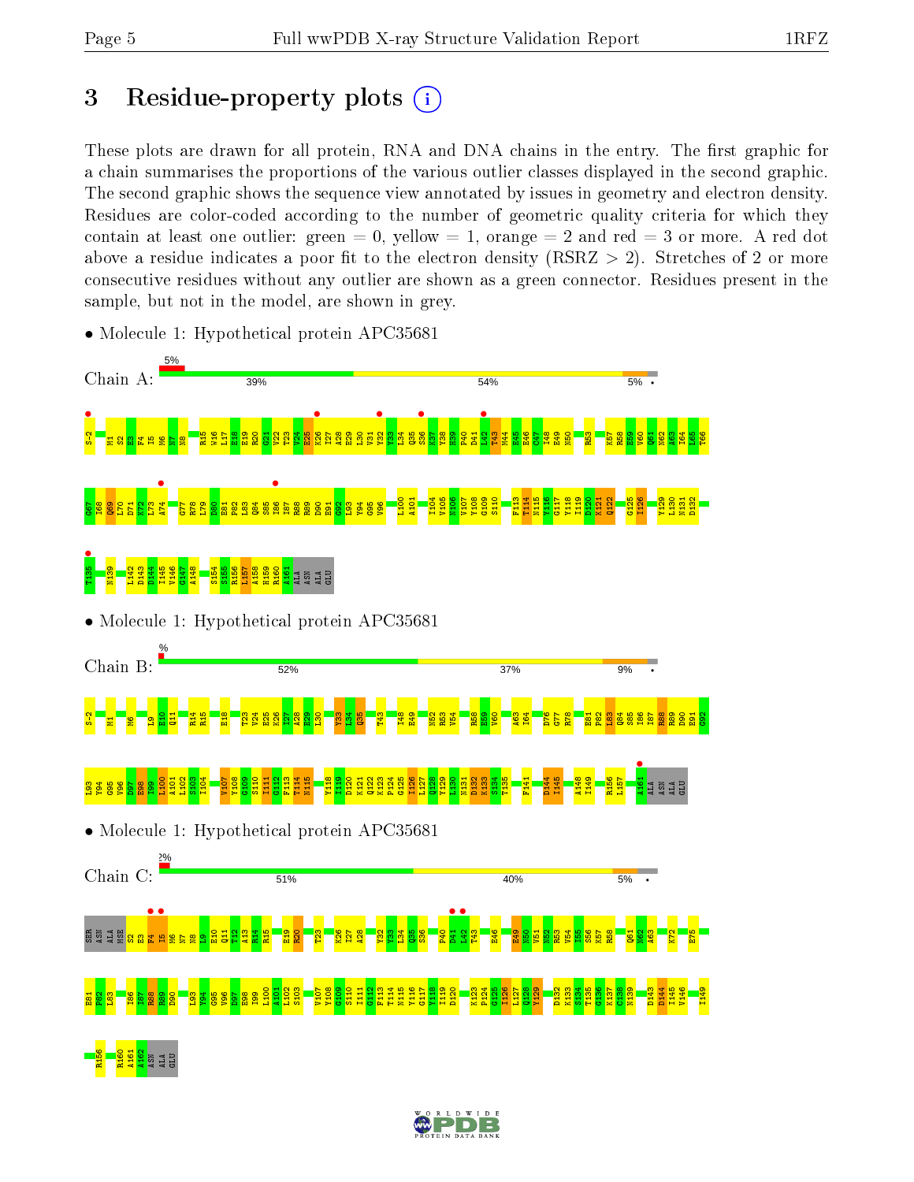# 3 Residue-property plots

These plots are drawn for all protein, RNA and DNA chains in the entry. The first graphic for a chain summarises the proportions of the various outlier classes displayed in the second graphic. The second graphic shows the sequence view annotated by issues in geometry and electron density. Residues are color-coded according to the number of geometric quality criteria for which they contain at least one outlier: green = 0, yellow = 1, orange = 2 and red = 3 or more. A red dot above a residue indicates a poor fit to the electron density (RSRZ > 2). Stretches of 2 or more consecutive residues without any outlier are shown as a green connector. Residues present in the sample, but not in the model, are shown in grey.

- Molecule 1: Hypothetical protein APC35681

Chain A: 5% | 39% | 54% | 5%

- Molecule 1: Hypothetical protein APC35681

Chain B: % | 52% | 37% | 9%

- Molecule 1: Hypothetical protein APC35681

Chain C: 2% | 51% | 40% | 5%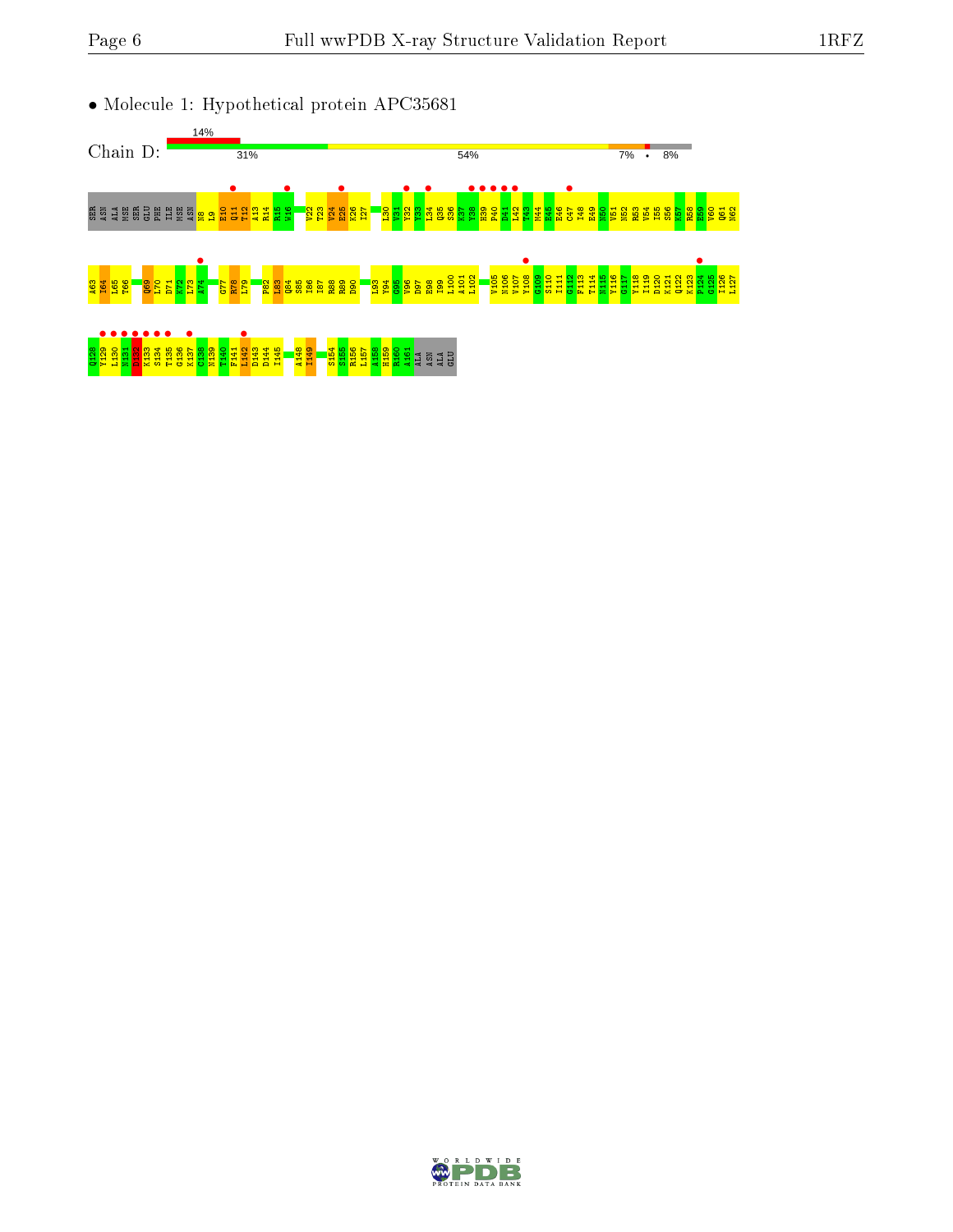• Molecule 1: Hypothetical protein APC35681

Chain D: 14% | 31% | 54% | 7% | • | 8%

SER ASN ALA MSE SER GLU PHE ILE MSE ASN N8 L9 E10 Q11 T12 A13 R14 K15 W16 V22 T23 V24 E25 K26 I27 L30 V31 V32 Y33 L34 Q35 S36 K37 I38 H39 P40 D41 L42 T43 M44 E45 E46 C47 I48 E49 N50 V51 N52 R53 V54 I55 S56 K57 R58 E59 V60 Q61 N62

A63 I64 L65 T66 Q69 L70 D71 K72 L73 A74 G77 R78 L79 P82 L83 Q84 S85 I86 I87 R88 R89 D90 L93 Y94 G95 V96 D97 E98 I99 L100 A101 L102 V105 N106 V107 Y108 G109 S110 I111 G112 F113 T114 N115 Y116 G117 Y118 I119 D120 K121 Q122 K123 P124 G125 I126 L127

Q128 Y129 L130 N131 L132 K133 S134 T135 G136 K137 C138 N139 T140 F141 L142 D143 D144 I145 A148 I149 S154 S155 R156 L157 A158 H159 R160 A161 ALA ASN ALA GLU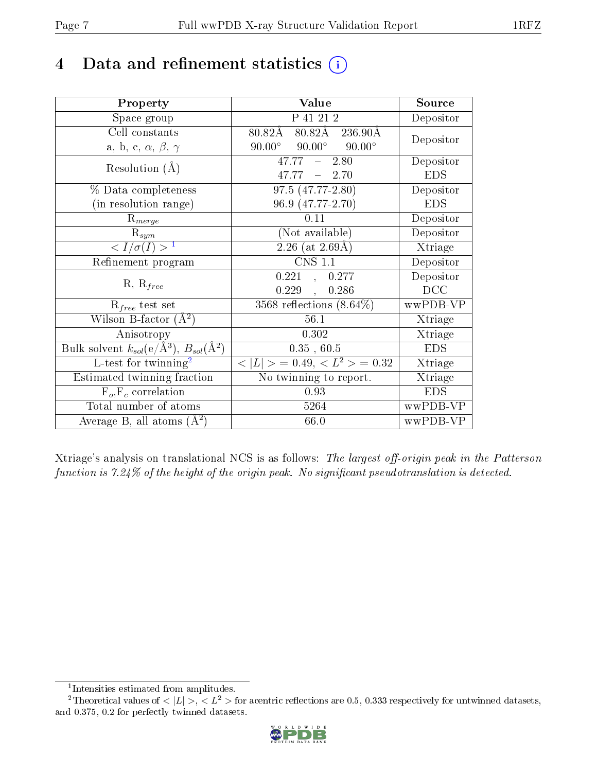# 4 Data and refinement statistics

| Property | Value | Source |
| --- | --- | --- |
| Space group | P 41 21 2 | Depositor |
| Cell constants<br>a, b, c, $\alpha$, $\beta$, $\gamma$ | 80.82Å 80.82Å 236.90Å<br>90.00° 90.00° 90.00° | Depositor |
| Resolution (Å) | 47.77 – 2.80<br>47.77 – 2.70 | Depositor<br>EDS |
| % Data completeness<br>(in resolution range) | 97.5 (47.77-2.80)<br>96.9 (47.77-2.70) | Depositor<br>EDS |
| $R_{merge}$ | 0.11 | Depositor |
| $R_{sym}$ | (Not available) | Depositor |
| $< I/\sigma(I) >$ [1] | 2.26 (at 2.69Å) | Xtriage |
| Refinement program | CNS 1.1 | Depositor |
| R, $R_{free}$ | 0.221 , 0.277<br>0.229 , 0.286 | Depositor<br>DCC |
| $R_{free}$ test set | 3568 reflections (8.64%) | wwPDB-VP |
| Wilson B-factor (Å$^2$) | 56.1 | Xtriage |
| Anisotropy | 0.302 | Xtriage |
| Bulk solvent $k_{sol}$(e/Å$^3$), $B_{sol}$(Å$^2$) | 0.35 , 60.5 | EDS |
| L-test for twinning[2] | $< \|L\| >$ = 0.49, $< L^2 >$ = 0.32 | Xtriage |
| Estimated twinning fraction | No twinning to report. | Xtriage |
| $F_o$,$F_c$ correlation | 0.93 | EDS |
| Total number of atoms | 5264 | wwPDB-VP |
| Average B, all atoms (Å$^2$) | 66.0 | wwPDB-VP |

Xtriage's analysis on translational NCS is as follows: *The largest off-origin peak in the Patterson function is 7.24% of the height of the origin peak. No significant pseudotranslation is detected.*

[1] Intensities estimated from amplitudes.

[2] Theoretical values of $< |L| >$, $< L^2 >$ for acentric reflections are 0.5, 0.333 respectively for untwinned datasets, and 0.375, 0.2 for perfectly twinned datasets.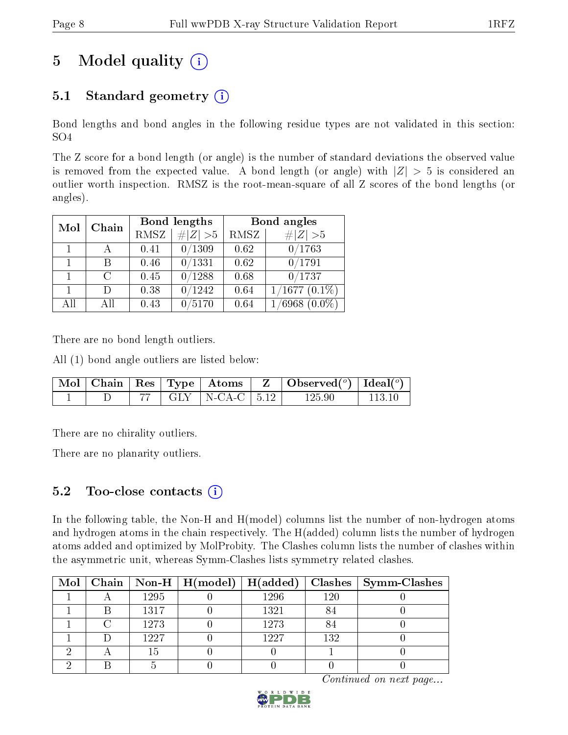# 5 Model quality

## 5.1 Standard geometry

Bond lengths and bond angles in the following residue types are not validated in this section: SO4

The Z score for a bond length (or angle) is the number of standard deviations the observed value is removed from the expected value. A bond length (or angle) with $|Z| > 5$ is considered an outlier worth inspection. RMSZ is the root-mean-square of all Z scores of the bond lengths (or angles).

| Mol | Chain | Bond lengths | | Bond angles | |
|---|---|---|---|---|---|
| | | RMSZ | $\#\|Z\| > 5$ | RMSZ | $\#\|Z\| > 5$ |
| 1 | A | 0.41 | 0/1309 | 0.62 | 0/1763 |
| 1 | B | 0.46 | 0/1331 | 0.62 | 0/1791 |
| 1 | C | 0.45 | 0/1288 | 0.68 | 0/1737 |
| 1 | D | 0.38 | 0/1242 | 0.64 | 1/1677 (0.1%) |
| All | All | 0.43 | 0/5170 | 0.64 | 1/6968 (0.0%) |

There are no bond length outliers.

All (1) bond angle outliers are listed below:

| Mol | Chain | Res | Type | Atoms | Z | Observed(°) | Ideal(°) |
|---|---|---|---|---|---|---|---|
| 1 | D | 77 | GLY | N-CA-C | 5.12 | 125.90 | 113.10 |

There are no chirality outliers.

There are no planarity outliers.

## 5.2 Too-close contacts

In the following table, the Non-H and H(model) columns list the number of non-hydrogen atoms and hydrogen atoms in the chain respectively. The H(added) column lists the number of hydrogen atoms added and optimized by MolProbity. The Clashes column lists the number of clashes within the asymmetric unit, whereas Symm-Clashes lists symmetry related clashes.

| Mol | Chain | Non-H | H(model) | H(added) | Clashes | Symm-Clashes |
|---|---|---|---|---|---|---|
| 1 | A | 1295 | 0 | 1296 | 120 | 0 |
| 1 | B | 1317 | 0 | 1321 | 84 | 0 |
| 1 | C | 1273 | 0 | 1273 | 84 | 0 |
| 1 | D | 1227 | 0 | 1227 | 132 | 0 |
| 2 | A | 15 | 0 | 0 | 1 | 0 |
| 2 | B | 5 | 0 | 0 | 0 | 0 |

*Continued on next page...*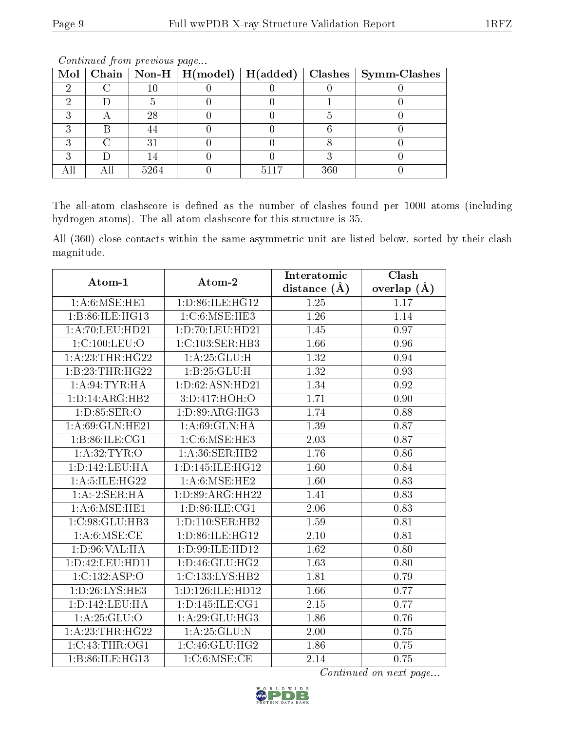*Continued from previous page...*

| Mol | Chain | Non-H | H(model) | H(added) | Clashes | Symm-Clashes |
|---|---|---|---|---|---|---|
| 2 | C | 10 | 0 | 0 | 0 | 0 |
| 2 | D | 5 | 0 | 0 | 1 | 0 |
| 3 | A | 28 | 0 | 0 | 5 | 0 |
| 3 | B | 44 | 0 | 0 | 6 | 0 |
| 3 | C | 31 | 0 | 0 | 8 | 0 |
| 3 | D | 14 | 0 | 0 | 3 | 0 |
| All | All | 5264 | 0 | 5117 | 360 | 0 |

The all-atom clashscore is defined as the number of clashes found per 1000 atoms (including hydrogen atoms). The all-atom clashscore for this structure is 35.

All (360) close contacts within the same asymmetric unit are listed below, sorted by their clash magnitude.

| Atom-1 | Atom-2 | Interatomic distance (Å) | Clash overlap (Å) |
|---|---|---|---|
| 1:A:6:MSE:HE1 | 1:D:86:ILE:HG12 | 1.25 | 1.17 |
| 1:B:86:ILE:HG13 | 1:C:6:MSE:HE3 | 1.26 | 1.14 |
| 1:A:70:LEU:HD21 | 1:D:70:LEU:HD21 | 1.45 | 0.97 |
| 1:C:100:LEU:O | 1:C:103:SER:HB3 | 1.66 | 0.96 |
| 1:A:23:THR:HG22 | 1:A:25:GLU:H | 1.32 | 0.94 |
| 1:B:23:THR:HG22 | 1:B:25:GLU:H | 1.32 | 0.93 |
| 1:A:94:TYR:HA | 1:D:62:ASN:HD21 | 1.34 | 0.92 |
| 1:D:14:ARG:HB2 | 3:D:417:HOH:O | 1.71 | 0.90 |
| 1:D:85:SER:O | 1:D:89:ARG:HG3 | 1.74 | 0.88 |
| 1:A:69:GLN:HE21 | 1:A:69:GLN:HA | 1.39 | 0.87 |
| 1:B:86:ILE:CG1 | 1:C:6:MSE:HE3 | 2.03 | 0.87 |
| 1:A:32:TYR:O | 1:A:36:SER:HB2 | 1.76 | 0.86 |
| 1:D:142:LEU:HA | 1:D:145:ILE:HG12 | 1.60 | 0.84 |
| 1:A:5:ILE:HG22 | 1:A:6:MSE:HE2 | 1.60 | 0.83 |
| 1:A:-2:SER:HA | 1:D:89:ARG:HH22 | 1.41 | 0.83 |
| 1:A:6:MSE:HE1 | 1:D:86:ILE:CG1 | 2.06 | 0.83 |
| 1:C:98:GLU:HB3 | 1:D:110:SER:HB2 | 1.59 | 0.81 |
| 1:A:6:MSE:CE | 1:D:86:ILE:HG12 | 2.10 | 0.81 |
| 1:D:96:VAL:HA | 1:D:99:ILE:HD12 | 1.62 | 0.80 |
| 1:D:42:LEU:HD11 | 1:D:46:GLU:HG2 | 1.63 | 0.80 |
| 1:C:132:ASP:O | 1:C:133:LYS:HB2 | 1.81 | 0.79 |
| 1:D:26:LYS:HE3 | 1:D:126:ILE:HD12 | 1.66 | 0.77 |
| 1:D:142:LEU:HA | 1:D:145:ILE:CG1 | 2.15 | 0.77 |
| 1:A:25:GLU:O | 1:A:29:GLU:HG3 | 1.86 | 0.76 |
| 1:A:23:THR:HG22 | 1:A:25:GLU:N | 2.00 | 0.75 |
| 1:C:43:THR:OG1 | 1:C:46:GLU:HG2 | 1.86 | 0.75 |
| 1:B:86:ILE:HG13 | 1:C:6:MSE:CE | 2.14 | 0.75 |

*Continued on next page...*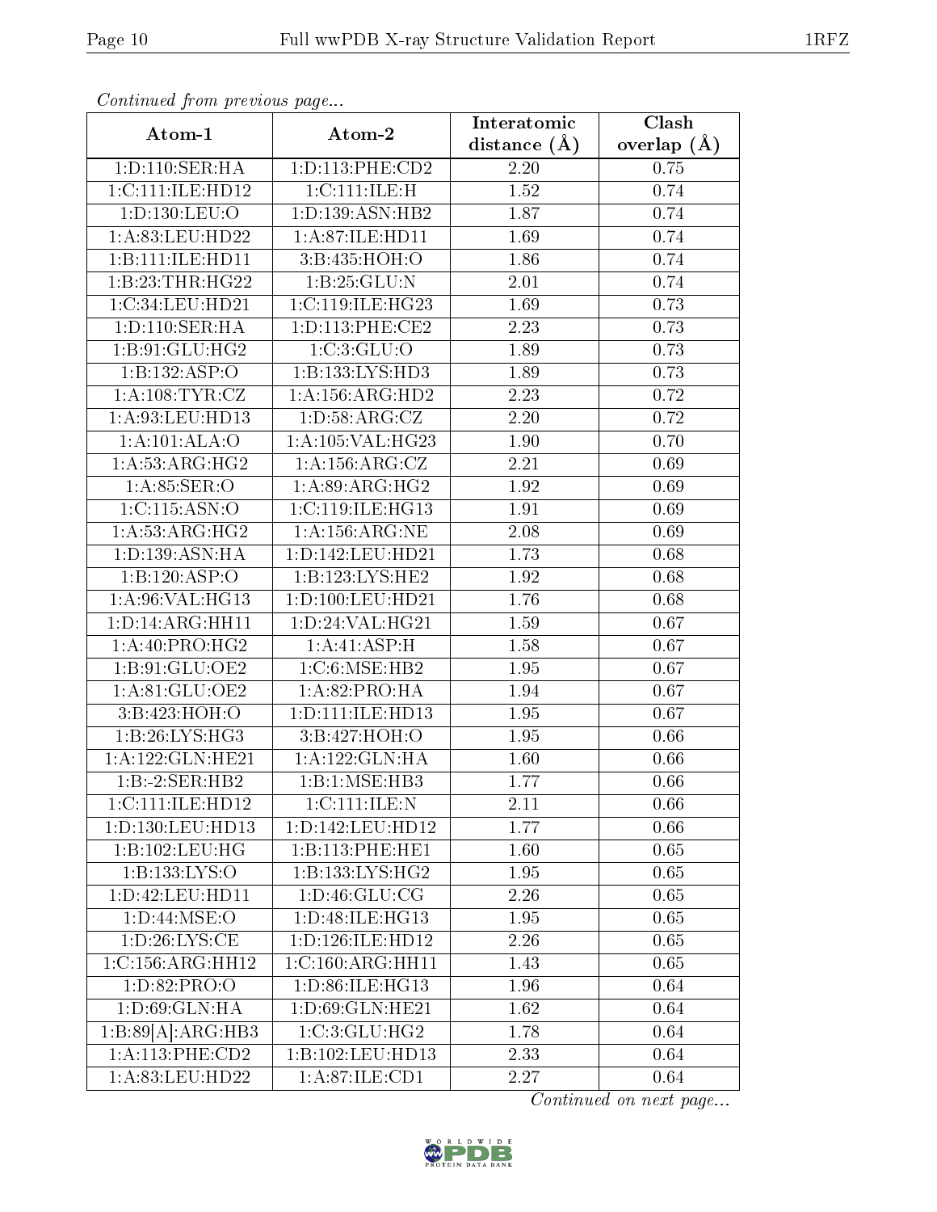*Continued from previous page...*

| Atom-1 | Atom-2 | Interatomic distance (Å) | Clash overlap (Å) |
|---|---|---|---|
| 1:D:110:SER:HA | 1:D:113:PHE:CD2 | 2.20 | 0.75 |
| 1:C:111:ILE:HD12 | 1:C:111:ILE:H | 1.52 | 0.74 |
| 1:D:130:LEU:O | 1:D:139:ASN:HB2 | 1.87 | 0.74 |
| 1:A:83:LEU:HD22 | 1:A:87:ILE:HD11 | 1.69 | 0.74 |
| 1:B:111:ILE:HD11 | 3:B:435:HOH:O | 1.86 | 0.74 |
| 1:B:23:THR:HG22 | 1:B:25:GLU:N | 2.01 | 0.74 |
| 1:C:34:LEU:HD21 | 1:C:119:ILE:HG23 | 1.69 | 0.73 |
| 1:D:110:SER:HA | 1:D:113:PHE:CE2 | 2.23 | 0.73 |
| 1:B:91:GLU:HG2 | 1:C:3:GLU:O | 1.89 | 0.73 |
| 1:B:132:ASP:O | 1:B:133:LYS:HD3 | 1.89 | 0.73 |
| 1:A:108:TYR:CZ | 1:A:156:ARG:HD2 | 2.23 | 0.72 |
| 1:A:93:LEU:HD13 | 1:D:58:ARG:CZ | 2.20 | 0.72 |
| 1:A:101:ALA:O | 1:A:105:VAL:HG23 | 1.90 | 0.70 |
| 1:A:53:ARG:HG2 | 1:A:156:ARG:CZ | 2.21 | 0.69 |
| 1:A:85:SER:O | 1:A:89:ARG:HG2 | 1.92 | 0.69 |
| 1:C:115:ASN:O | 1:C:119:ILE:HG13 | 1.91 | 0.69 |
| 1:A:53:ARG:HG2 | 1:A:156:ARG:NE | 2.08 | 0.69 |
| 1:D:139:ASN:HA | 1:D:142:LEU:HD21 | 1.73 | 0.68 |
| 1:B:120:ASP:O | 1:B:123:LYS:HE2 | 1.92 | 0.68 |
| 1:A:96:VAL:HG13 | 1:D:100:LEU:HD21 | 1.76 | 0.68 |
| 1:D:14:ARG:HH11 | 1:D:24:VAL:HG21 | 1.59 | 0.67 |
| 1:A:40:PRO:HG2 | 1:A:41:ASP:H | 1.58 | 0.67 |
| 1:B:91:GLU:OE2 | 1:C:6:MSE:HB2 | 1.95 | 0.67 |
| 1:A:81:GLU:OE2 | 1:A:82:PRO:HA | 1.94 | 0.67 |
| 3:B:423:HOH:O | 1:D:111:ILE:HD13 | 1.95 | 0.67 |
| 1:B:26:LYS:HG3 | 3:B:427:HOH:O | 1.95 | 0.66 |
| 1:A:122:GLN:HE21 | 1:A:122:GLN:HA | 1.60 | 0.66 |
| 1:B:-2:SER:HB2 | 1:B:1:MSE:HB3 | 1.77 | 0.66 |
| 1:C:111:ILE:HD12 | 1:C:111:ILE:N | 2.11 | 0.66 |
| 1:D:130:LEU:HD13 | 1:D:142:LEU:HD12 | 1.77 | 0.66 |
| 1:B:102:LEU:HG | 1:B:113:PHE:HE1 | 1.60 | 0.65 |
| 1:B:133:LYS:O | 1:B:133:LYS:HG2 | 1.95 | 0.65 |
| 1:D:42:LEU:HD11 | 1:D:46:GLU:CG | 2.26 | 0.65 |
| 1:D:44:MSE:O | 1:D:48:ILE:HG13 | 1.95 | 0.65 |
| 1:D:26:LYS:CE | 1:D:126:ILE:HD12 | 2.26 | 0.65 |
| 1:C:156:ARG:HH12 | 1:C:160:ARG:HH11 | 1.43 | 0.65 |
| 1:D:82:PRO:O | 1:D:86:ILE:HG13 | 1.96 | 0.64 |
| 1:D:69:GLN:HA | 1:D:69:GLN:HE21 | 1.62 | 0.64 |
| 1:B:89[A]:ARG:HB3 | 1:C:3:GLU:HG2 | 1.78 | 0.64 |
| 1:A:113:PHE:CD2 | 1:B:102:LEU:HD13 | 2.33 | 0.64 |
| 1:A:83:LEU:HD22 | 1:A:87:ILE:CD1 | 2.27 | 0.64 |

*Continued on next page...*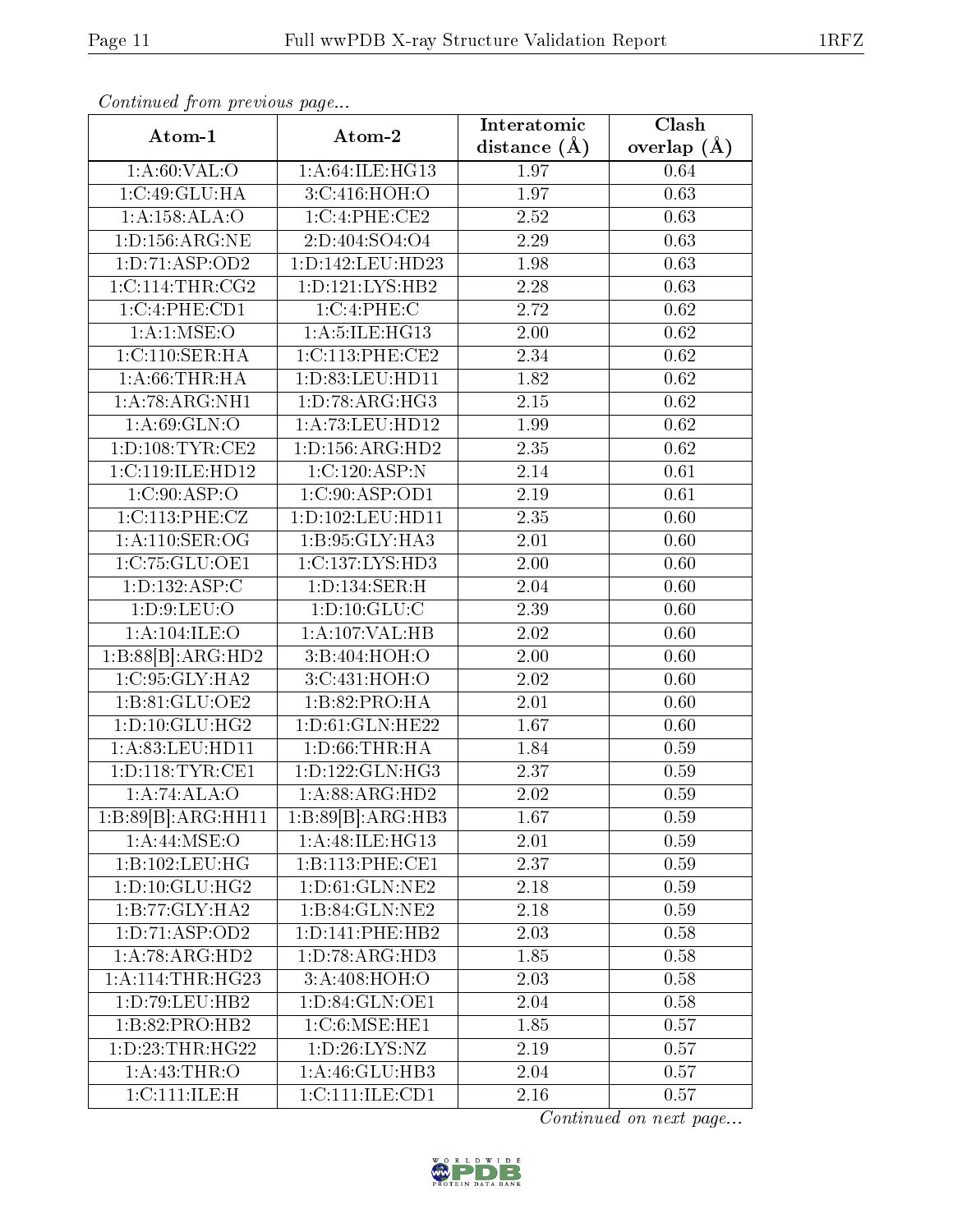*Continued from previous page...*

| Atom-1 | Atom-2 | Interatomic distance (Å) | Clash overlap (Å) |
|---|---|---|---|
| 1:A:60:VAL:O | 1:A:64:ILE:HG13 | 1.97 | 0.64 |
| 1:C:49:GLU:HA | 3:C:416:HOH:O | 1.97 | 0.63 |
| 1:A:158:ALA:O | 1:C:4:PHE:CE2 | 2.52 | 0.63 |
| 1:D:156:ARG:NE | 2:D:404:SO4:O4 | 2.29 | 0.63 |
| 1:D:71:ASP:OD2 | 1:D:142:LEU:HD23 | 1.98 | 0.63 |
| 1:C:114:THR:CG2 | 1:D:121:LYS:HB2 | 2.28 | 0.63 |
| 1:C:4:PHE:CD1 | 1:C:4:PHE:C | 2.72 | 0.62 |
| 1:A:1:MSE:O | 1:A:5:ILE:HG13 | 2.00 | 0.62 |
| 1:C:110:SER:HA | 1:C:113:PHE:CE2 | 2.34 | 0.62 |
| 1:A:66:THR:HA | 1:D:83:LEU:HD11 | 1.82 | 0.62 |
| 1:A:78:ARG:NH1 | 1:D:78:ARG:HG3 | 2.15 | 0.62 |
| 1:A:69:GLN:O | 1:A:73:LEU:HD12 | 1.99 | 0.62 |
| 1:D:108:TYR:CE2 | 1:D:156:ARG:HD2 | 2.35 | 0.62 |
| 1:C:119:ILE:HD12 | 1:C:120:ASP:N | 2.14 | 0.61 |
| 1:C:90:ASP:O | 1:C:90:ASP:OD1 | 2.19 | 0.61 |
| 1:C:113:PHE:CZ | 1:D:102:LEU:HD11 | 2.35 | 0.60 |
| 1:A:110:SER:OG | 1:B:95:GLY:HA3 | 2.01 | 0.60 |
| 1:C:75:GLU:OE1 | 1:C:137:LYS:HD3 | 2.00 | 0.60 |
| 1:D:132:ASP:C | 1:D:134:SER:H | 2.04 | 0.60 |
| 1:D:9:LEU:O | 1:D:10:GLU:C | 2.39 | 0.60 |
| 1:A:104:ILE:O | 1:A:107:VAL:HB | 2.02 | 0.60 |
| 1:B:88[B]:ARG:HD2 | 3:B:404:HOH:O | 2.00 | 0.60 |
| 1:C:95:GLY:HA2 | 3:C:431:HOH:O | 2.02 | 0.60 |
| 1:B:81:GLU:OE2 | 1:B:82:PRO:HA | 2.01 | 0.60 |
| 1:D:10:GLU:HG2 | 1:D:61:GLN:HE22 | 1.67 | 0.60 |
| 1:A:83:LEU:HD11 | 1:D:66:THR:HA | 1.84 | 0.59 |
| 1:D:118:TYR:CE1 | 1:D:122:GLN:HG3 | 2.37 | 0.59 |
| 1:A:74:ALA:O | 1:A:88:ARG:HD2 | 2.02 | 0.59 |
| 1:B:89[B]:ARG:HH11 | 1:B:89[B]:ARG:HB3 | 1.67 | 0.59 |
| 1:A:44:MSE:O | 1:A:48:ILE:HG13 | 2.01 | 0.59 |
| 1:B:102:LEU:HG | 1:B:113:PHE:CE1 | 2.37 | 0.59 |
| 1:D:10:GLU:HG2 | 1:D:61:GLN:NE2 | 2.18 | 0.59 |
| 1:B:77:GLY:HA2 | 1:B:84:GLN:NE2 | 2.18 | 0.59 |
| 1:D:71:ASP:OD2 | 1:D:141:PHE:HB2 | 2.03 | 0.58 |
| 1:A:78:ARG:HD2 | 1:D:78:ARG:HD3 | 1.85 | 0.58 |
| 1:A:114:THR:HG23 | 3:A:408:HOH:O | 2.03 | 0.58 |
| 1:D:79:LEU:HB2 | 1:D:84:GLN:OE1 | 2.04 | 0.58 |
| 1:B:82:PRO:HB2 | 1:C:6:MSE:HE1 | 1.85 | 0.57 |
| 1:D:23:THR:HG22 | 1:D:26:LYS:NZ | 2.19 | 0.57 |
| 1:A:43:THR:O | 1:A:46:GLU:HB3 | 2.04 | 0.57 |
| 1:C:111:ILE:H | 1:C:111:ILE:CD1 | 2.16 | 0.57 |

*Continued on next page...*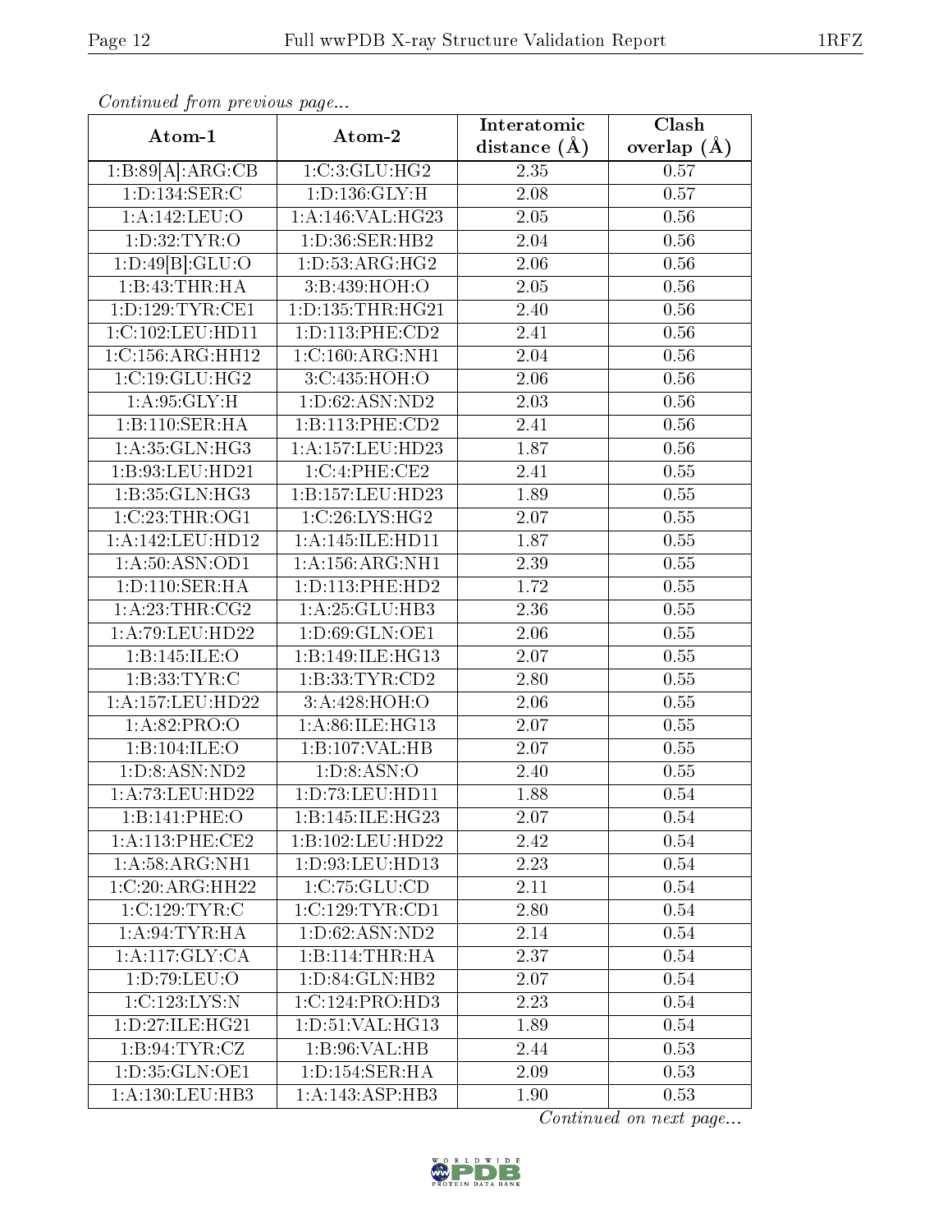*Continued from previous page...*

| Atom-1 | Atom-2 | Interatomic distance (Å) | Clash overlap (Å) |
| --- | --- | --- | --- |
| 1:B:89[A]:ARG:CB | 1:C:3:GLU:HG2 | 2.35 | 0.57 |
| 1:D:134:SER:C | 1:D:136:GLY:H | 2.08 | 0.57 |
| 1:A:142:LEU:O | 1:A:146:VAL:HG23 | 2.05 | 0.56 |
| 1:D:32:TYR:O | 1:D:36:SER:HB2 | 2.04 | 0.56 |
| 1:D:49[B]:GLU:O | 1:D:53:ARG:HG2 | 2.06 | 0.56 |
| 1:B:43:THR:HA | 3:B:439:HOH:O | 2.05 | 0.56 |
| 1:D:129:TYR:CE1 | 1:D:135:THR:HG21 | 2.40 | 0.56 |
| 1:C:102:LEU:HD11 | 1:D:113:PHE:CD2 | 2.41 | 0.56 |
| 1:C:156:ARG:HH12 | 1:C:160:ARG:NH1 | 2.04 | 0.56 |
| 1:C:19:GLU:HG2 | 3:C:435:HOH:O | 2.06 | 0.56 |
| 1:A:95:GLY:H | 1:D:62:ASN:ND2 | 2.03 | 0.56 |
| 1:B:110:SER:HA | 1:B:113:PHE:CD2 | 2.41 | 0.56 |
| 1:A:35:GLN:HG3 | 1:A:157:LEU:HD23 | 1.87 | 0.56 |
| 1:B:93:LEU:HD21 | 1:C:4:PHE:CE2 | 2.41 | 0.55 |
| 1:B:35:GLN:HG3 | 1:B:157:LEU:HD23 | 1.89 | 0.55 |
| 1:C:23:THR:OG1 | 1:C:26:LYS:HG2 | 2.07 | 0.55 |
| 1:A:142:LEU:HD12 | 1:A:145:ILE:HD11 | 1.87 | 0.55 |
| 1:A:50:ASN:OD1 | 1:A:156:ARG:NH1 | 2.39 | 0.55 |
| 1:D:110:SER:HA | 1:D:113:PHE:HD2 | 1.72 | 0.55 |
| 1:A:23:THR:CG2 | 1:A:25:GLU:HB3 | 2.36 | 0.55 |
| 1:A:79:LEU:HD22 | 1:D:69:GLN:OE1 | 2.06 | 0.55 |
| 1:B:145:ILE:O | 1:B:149:ILE:HG13 | 2.07 | 0.55 |
| 1:B:33:TYR:C | 1:B:33:TYR:CD2 | 2.80 | 0.55 |
| 1:A:157:LEU:HD22 | 3:A:428:HOH:O | 2.06 | 0.55 |
| 1:A:82:PRO:O | 1:A:86:ILE:HG13 | 2.07 | 0.55 |
| 1:B:104:ILE:O | 1:B:107:VAL:HB | 2.07 | 0.55 |
| 1:D:8:ASN:ND2 | 1:D:8:ASN:O | 2.40 | 0.55 |
| 1:A:73:LEU:HD22 | 1:D:73:LEU:HD11 | 1.88 | 0.54 |
| 1:B:141:PHE:O | 1:B:145:ILE:HG23 | 2.07 | 0.54 |
| 1:A:113:PHE:CE2 | 1:B:102:LEU:HD22 | 2.42 | 0.54 |
| 1:A:58:ARG:NH1 | 1:D:93:LEU:HD13 | 2.23 | 0.54 |
| 1:C:20:ARG:HH22 | 1:C:75:GLU:CD | 2.11 | 0.54 |
| 1:C:129:TYR:C | 1:C:129:TYR:CD1 | 2.80 | 0.54 |
| 1:A:94:TYR:HA | 1:D:62:ASN:ND2 | 2.14 | 0.54 |
| 1:A:117:GLY:CA | 1:B:114:THR:HA | 2.37 | 0.54 |
| 1:D:79:LEU:O | 1:D:84:GLN:HB2 | 2.07 | 0.54 |
| 1:C:123:LYS:N | 1:C:124:PRO:HD3 | 2.23 | 0.54 |
| 1:D:27:ILE:HG21 | 1:D:51:VAL:HG13 | 1.89 | 0.54 |
| 1:B:94:TYR:CZ | 1:B:96:VAL:HB | 2.44 | 0.53 |
| 1:D:35:GLN:OE1 | 1:D:154:SER:HA | 2.09 | 0.53 |
| 1:A:130:LEU:HB3 | 1:A:143:ASP:HB3 | 1.90 | 0.53 |

*Continued on next page...*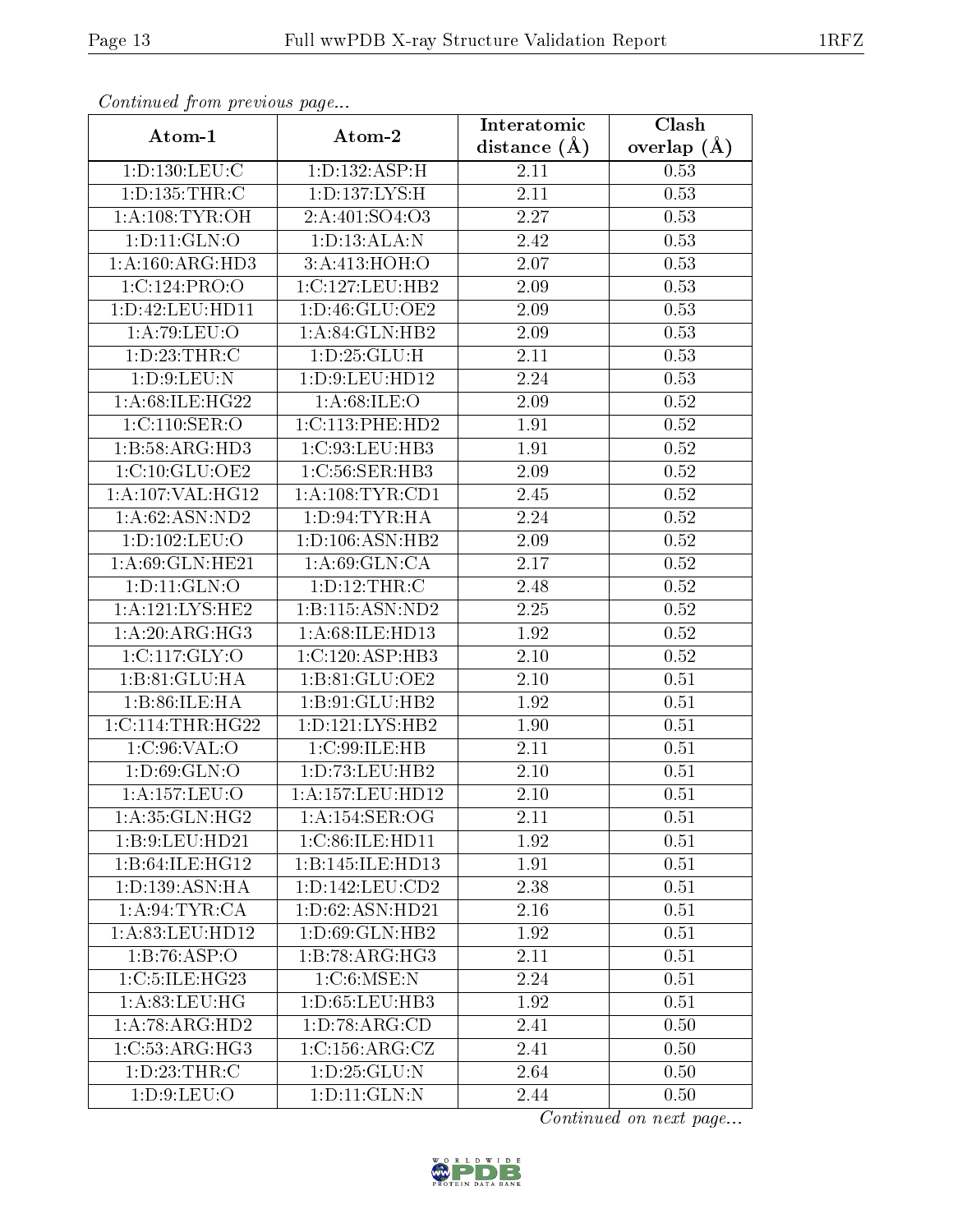*Continued from previous page...*

| Atom-1 | Atom-2 | Interatomic distance (Å) | Clash overlap (Å) |
| --- | --- | --- | --- |
| 1:D:130:LEU:C | 1:D:132:ASP:H | 2.11 | 0.53 |
| 1:D:135:THR:C | 1:D:137:LYS:H | 2.11 | 0.53 |
| 1:A:108:TYR:OH | 2:A:401:SO4:O3 | 2.27 | 0.53 |
| 1:D:11:GLN:O | 1:D:13:ALA:N | 2.42 | 0.53 |
| 1:A:160:ARG:HD3 | 3:A:413:HOH:O | 2.07 | 0.53 |
| 1:C:124:PRO:O | 1:C:127:LEU:HB2 | 2.09 | 0.53 |
| 1:D:42:LEU:HD11 | 1:D:46:GLU:OE2 | 2.09 | 0.53 |
| 1:A:79:LEU:O | 1:A:84:GLN:HB2 | 2.09 | 0.53 |
| 1:D:23:THR:C | 1:D:25:GLU:H | 2.11 | 0.53 |
| 1:D:9:LEU:N | 1:D:9:LEU:HD12 | 2.24 | 0.53 |
| 1:A:68:ILE:HG22 | 1:A:68:ILE:O | 2.09 | 0.52 |
| 1:C:110:SER:O | 1:C:113:PHE:HD2 | 1.91 | 0.52 |
| 1:B:58:ARG:HD3 | 1:C:93:LEU:HB3 | 1.91 | 0.52 |
| 1:C:10:GLU:OE2 | 1:C:56:SER:HB3 | 2.09 | 0.52 |
| 1:A:107:VAL:HG12 | 1:A:108:TYR:CD1 | 2.45 | 0.52 |
| 1:A:62:ASN:ND2 | 1:D:94:TYR:HA | 2.24 | 0.52 |
| 1:D:102:LEU:O | 1:D:106:ASN:HB2 | 2.09 | 0.52 |
| 1:A:69:GLN:HE21 | 1:A:69:GLN:CA | 2.17 | 0.52 |
| 1:D:11:GLN:O | 1:D:12:THR:C | 2.48 | 0.52 |
| 1:A:121:LYS:HE2 | 1:B:115:ASN:ND2 | 2.25 | 0.52 |
| 1:A:20:ARG:HG3 | 1:A:68:ILE:HD13 | 1.92 | 0.52 |
| 1:C:117:GLY:O | 1:C:120:ASP:HB3 | 2.10 | 0.52 |
| 1:B:81:GLU:HA | 1:B:81:GLU:OE2 | 2.10 | 0.51 |
| 1:B:86:ILE:HA | 1:B:91:GLU:HB2 | 1.92 | 0.51 |
| 1:C:114:THR:HG22 | 1:D:121:LYS:HB2 | 1.90 | 0.51 |
| 1:C:96:VAL:O | 1:C:99:ILE:HB | 2.11 | 0.51 |
| 1:D:69:GLN:O | 1:D:73:LEU:HB2 | 2.10 | 0.51 |
| 1:A:157:LEU:O | 1:A:157:LEU:HD12 | 2.10 | 0.51 |
| 1:A:35:GLN:HG2 | 1:A:154:SER:OG | 2.11 | 0.51 |
| 1:B:9:LEU:HD21 | 1:C:86:ILE:HD11 | 1.92 | 0.51 |
| 1:B:64:ILE:HG12 | 1:B:145:ILE:HD13 | 1.91 | 0.51 |
| 1:D:139:ASN:HA | 1:D:142:LEU:CD2 | 2.38 | 0.51 |
| 1:A:94:TYR:CA | 1:D:62:ASN:HD21 | 2.16 | 0.51 |
| 1:A:83:LEU:HD12 | 1:D:69:GLN:HB2 | 1.92 | 0.51 |
| 1:B:76:ASP:O | 1:B:78:ARG:HG3 | 2.11 | 0.51 |
| 1:C:5:ILE:HG23 | 1:C:6:MSE:N | 2.24 | 0.51 |
| 1:A:83:LEU:HG | 1:D:65:LEU:HB3 | 1.92 | 0.51 |
| 1:A:78:ARG:HD2 | 1:D:78:ARG:CD | 2.41 | 0.50 |
| 1:C:53:ARG:HG3 | 1:C:156:ARG:CZ | 2.41 | 0.50 |
| 1:D:23:THR:C | 1:D:25:GLU:N | 2.64 | 0.50 |
| 1:D:9:LEU:O | 1:D:11:GLN:N | 2.44 | 0.50 |

*Continued on next page...*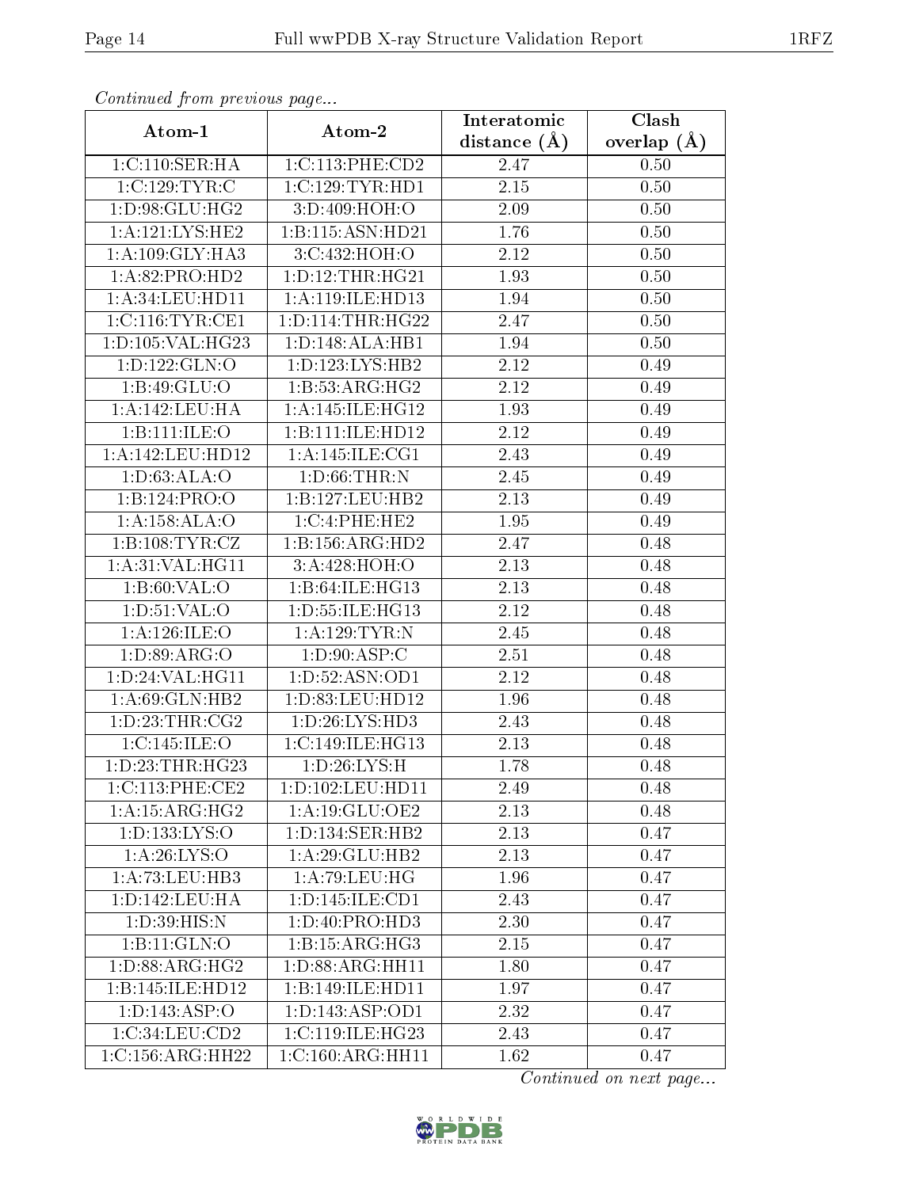*Continued from previous page...*

| Atom-1 | Atom-2 | Interatomic distance (Å) | Clash overlap (Å) |
|---|---|---|---|
| 1:C:110:SER:HA | 1:C:113:PHE:CD2 | 2.47 | 0.50 |
| 1:C:129:TYR:C | 1:C:129:TYR:HD1 | 2.15 | 0.50 |
| 1:D:98:GLU:HG2 | 3:D:409:HOH:O | 2.09 | 0.50 |
| 1:A:121:LYS:HE2 | 1:B:115:ASN:HD21 | 1.76 | 0.50 |
| 1:A:109:GLY:HA3 | 3:C:432:HOH:O | 2.12 | 0.50 |
| 1:A:82:PRO:HD2 | 1:D:12:THR:HG21 | 1.93 | 0.50 |
| 1:A:34:LEU:HD11 | 1:A:119:ILE:HD13 | 1.94 | 0.50 |
| 1:C:116:TYR:CE1 | 1:D:114:THR:HG22 | 2.47 | 0.50 |
| 1:D:105:VAL:HG23 | 1:D:148:ALA:HB1 | 1.94 | 0.50 |
| 1:D:122:GLN:O | 1:D:123:LYS:HB2 | 2.12 | 0.49 |
| 1:B:49:GLU:O | 1:B:53:ARG:HG2 | 2.12 | 0.49 |
| 1:A:142:LEU:HA | 1:A:145:ILE:HG12 | 1.93 | 0.49 |
| 1:B:111:ILE:O | 1:B:111:ILE:HD12 | 2.12 | 0.49 |
| 1:A:142:LEU:HD12 | 1:A:145:ILE:CG1 | 2.43 | 0.49 |
| 1:D:63:ALA:O | 1:D:66:THR:N | 2.45 | 0.49 |
| 1:B:124:PRO:O | 1:B:127:LEU:HB2 | 2.13 | 0.49 |
| 1:A:158:ALA:O | 1:C:4:PHE:HE2 | 1.95 | 0.49 |
| 1:B:108:TYR:CZ | 1:B:156:ARG:HD2 | 2.47 | 0.48 |
| 1:A:31:VAL:HG11 | 3:A:428:HOH:O | 2.13 | 0.48 |
| 1:B:60:VAL:O | 1:B:64:ILE:HG13 | 2.13 | 0.48 |
| 1:D:51:VAL:O | 1:D:55:ILE:HG13 | 2.12 | 0.48 |
| 1:A:126:ILE:O | 1:A:129:TYR:N | 2.45 | 0.48 |
| 1:D:89:ARG:O | 1:D:90:ASP:C | 2.51 | 0.48 |
| 1:D:24:VAL:HG11 | 1:D:52:ASN:OD1 | 2.12 | 0.48 |
| 1:A:69:GLN:HB2 | 1:D:83:LEU:HD12 | 1.96 | 0.48 |
| 1:D:23:THR:CG2 | 1:D:26:LYS:HD3 | 2.43 | 0.48 |
| 1:C:145:ILE:O | 1:C:149:ILE:HG13 | 2.13 | 0.48 |
| 1:D:23:THR:HG23 | 1:D:26:LYS:H | 1.78 | 0.48 |
| 1:C:113:PHE:CE2 | 1:D:102:LEU:HD11 | 2.49 | 0.48 |
| 1:A:15:ARG:HG2 | 1:A:19:GLU:OE2 | 2.13 | 0.48 |
| 1:D:133:LYS:O | 1:D:134:SER:HB2 | 2.13 | 0.47 |
| 1:A:26:LYS:O | 1:A:29:GLU:HB2 | 2.13 | 0.47 |
| 1:A:73:LEU:HB3 | 1:A:79:LEU:HG | 1.96 | 0.47 |
| 1:D:142:LEU:HA | 1:D:145:ILE:CD1 | 2.43 | 0.47 |
| 1:D:39:HIS:N | 1:D:40:PRO:HD3 | 2.30 | 0.47 |
| 1:B:11:GLN:O | 1:B:15:ARG:HG3 | 2.15 | 0.47 |
| 1:D:88:ARG:HG2 | 1:D:88:ARG:HH11 | 1.80 | 0.47 |
| 1:B:145:ILE:HD12 | 1:B:149:ILE:HD11 | 1.97 | 0.47 |
| 1:D:143:ASP:O | 1:D:143:ASP:OD1 | 2.32 | 0.47 |
| 1:C:34:LEU:CD2 | 1:C:119:ILE:HG23 | 2.43 | 0.47 |
| 1:C:156:ARG:HH22 | 1:C:160:ARG:HH11 | 1.62 | 0.47 |

*Continued on next page...*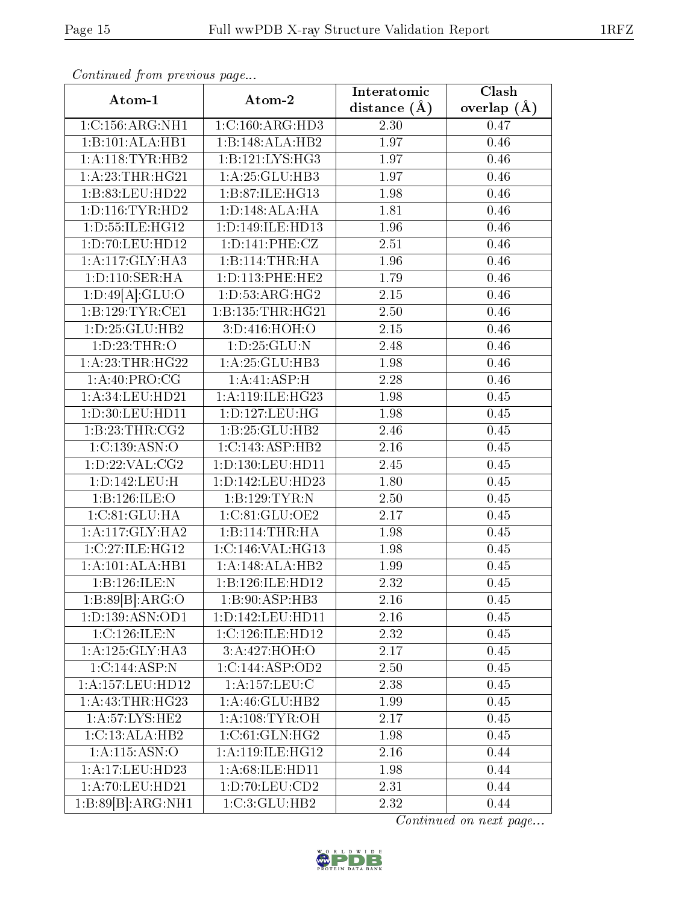*Continued from previous page...*

| Atom-1 | Atom-2 | Interatomic distance (Å) | Clash overlap (Å) |
|---|---|---|---|
| 1:C:156:ARG:NH1 | 1:C:160:ARG:HD3 | 2.30 | 0.47 |
| 1:B:101:ALA:HB1 | 1:B:148:ALA:HB2 | 1.97 | 0.46 |
| 1:A:118:TYR:HB2 | 1:B:121:LYS:HG3 | 1.97 | 0.46 |
| 1:A:23:THR:HG21 | 1:A:25:GLU:HB3 | 1.97 | 0.46 |
| 1:B:83:LEU:HD22 | 1:B:87:ILE:HG13 | 1.98 | 0.46 |
| 1:D:116:TYR:HD2 | 1:D:148:ALA:HA | 1.81 | 0.46 |
| 1:D:55:ILE:HG12 | 1:D:149:ILE:HD13 | 1.96 | 0.46 |
| 1:D:70:LEU:HD12 | 1:D:141:PHE:CZ | 2.51 | 0.46 |
| 1:A:117:GLY:HA3 | 1:B:114:THR:HA | 1.96 | 0.46 |
| 1:D:110:SER:HA | 1:D:113:PHE:HE2 | 1.79 | 0.46 |
| 1:D:49[A]:GLU:O | 1:D:53:ARG:HG2 | 2.15 | 0.46 |
| 1:B:129:TYR:CE1 | 1:B:135:THR:HG21 | 2.50 | 0.46 |
| 1:D:25:GLU:HB2 | 3:D:416:HOH:O | 2.15 | 0.46 |
| 1:D:23:THR:O | 1:D:25:GLU:N | 2.48 | 0.46 |
| 1:A:23:THR:HG22 | 1:A:25:GLU:HB3 | 1.98 | 0.46 |
| 1:A:40:PRO:CG | 1:A:41:ASP:H | 2.28 | 0.46 |
| 1:A:34:LEU:HD21 | 1:A:119:ILE:HG23 | 1.98 | 0.45 |
| 1:D:30:LEU:HD11 | 1:D:127:LEU:HG | 1.98 | 0.45 |
| 1:B:23:THR:CG2 | 1:B:25:GLU:HB2 | 2.46 | 0.45 |
| 1:C:139:ASN:O | 1:C:143:ASP:HB2 | 2.16 | 0.45 |
| 1:D:22:VAL:CG2 | 1:D:130:LEU:HD11 | 2.45 | 0.45 |
| 1:D:142:LEU:H | 1:D:142:LEU:HD23 | 1.80 | 0.45 |
| 1:B:126:ILE:O | 1:B:129:TYR:N | 2.50 | 0.45 |
| 1:C:81:GLU:HA | 1:C:81:GLU:OE2 | 2.17 | 0.45 |
| 1:A:117:GLY:HA2 | 1:B:114:THR:HA | 1.98 | 0.45 |
| 1:C:27:ILE:HG12 | 1:C:146:VAL:HG13 | 1.98 | 0.45 |
| 1:A:101:ALA:HB1 | 1:A:148:ALA:HB2 | 1.99 | 0.45 |
| 1:B:126:ILE:N | 1:B:126:ILE:HD12 | 2.32 | 0.45 |
| 1:B:89[B]:ARG:O | 1:B:90:ASP:HB3 | 2.16 | 0.45 |
| 1:D:139:ASN:OD1 | 1:D:142:LEU:HD11 | 2.16 | 0.45 |
| 1:C:126:ILE:N | 1:C:126:ILE:HD12 | 2.32 | 0.45 |
| 1:A:125:GLY:HA3 | 3:A:427:HOH:O | 2.17 | 0.45 |
| 1:C:144:ASP:N | 1:C:144:ASP:OD2 | 2.50 | 0.45 |
| 1:A:157:LEU:HD12 | 1:A:157:LEU:C | 2.38 | 0.45 |
| 1:A:43:THR:HG23 | 1:A:46:GLU:HB2 | 1.99 | 0.45 |
| 1:A:57:LYS:HE2 | 1:A:108:TYR:OH | 2.17 | 0.45 |
| 1:C:13:ALA:HB2 | 1:C:61:GLN:HG2 | 1.98 | 0.45 |
| 1:A:115:ASN:O | 1:A:119:ILE:HG12 | 2.16 | 0.44 |
| 1:A:17:LEU:HD23 | 1:A:68:ILE:HD11 | 1.98 | 0.44 |
| 1:A:70:LEU:HD21 | 1:D:70:LEU:CD2 | 2.31 | 0.44 |
| 1:B:89[B]:ARG:NH1 | 1:C:3:GLU:HB2 | 2.32 | 0.44 |

*Continued on next page...*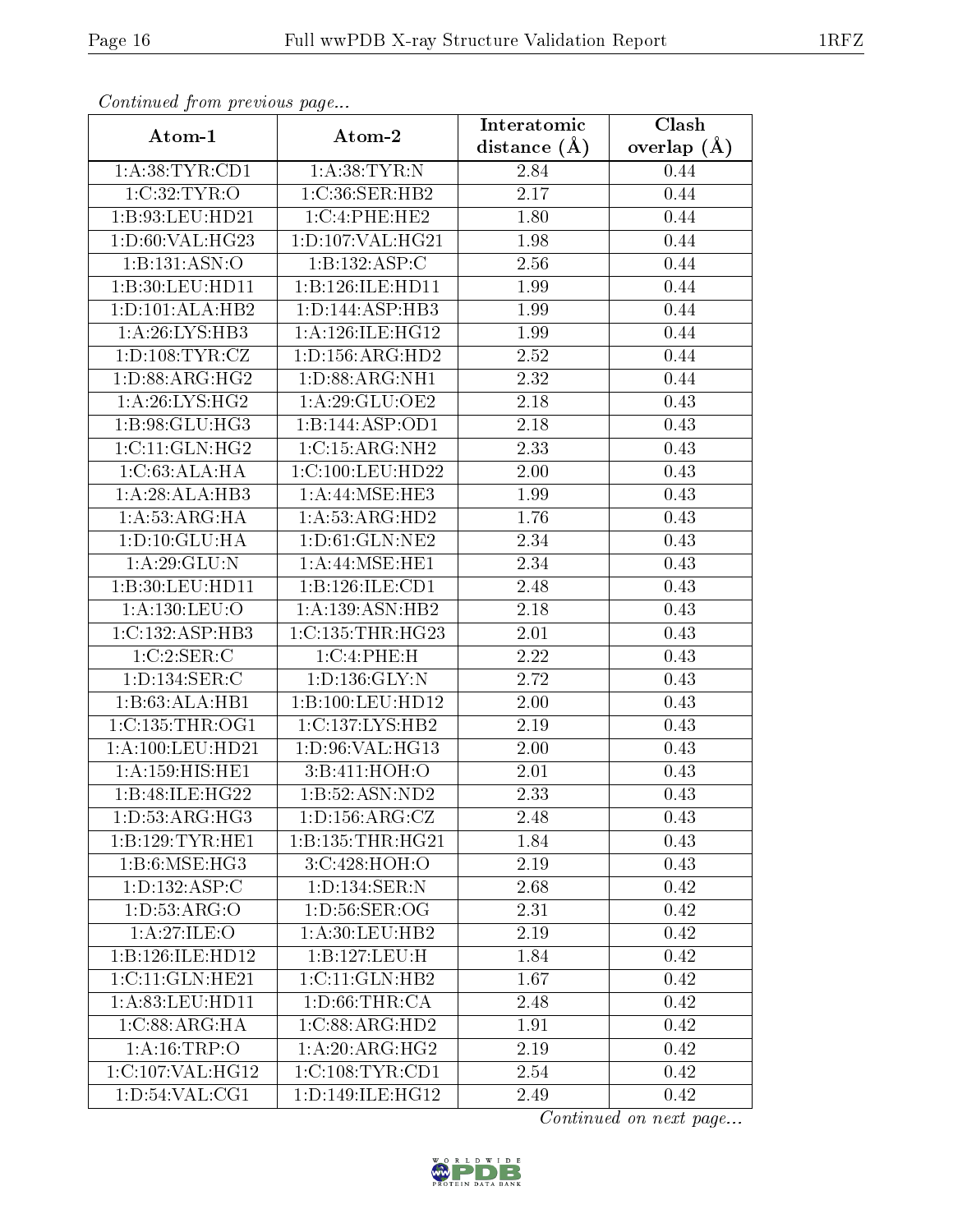*Continued from previous page...*

| Atom-1 | Atom-2 | Interatomic distance (Å) | Clash overlap (Å) |
|---|---|---|---|
| 1:A:38:TYR:CD1 | 1:A:38:TYR:N | 2.84 | 0.44 |
| 1:C:32:TYR:O | 1:C:36:SER:HB2 | 2.17 | 0.44 |
| 1:B:93:LEU:HD21 | 1:C:4:PHE:HE2 | 1.80 | 0.44 |
| 1:D:60:VAL:HG23 | 1:D:107:VAL:HG21 | 1.98 | 0.44 |
| 1:B:131:ASN:O | 1:B:132:ASP:C | 2.56 | 0.44 |
| 1:B:30:LEU:HD11 | 1:B:126:ILE:HD11 | 1.99 | 0.44 |
| 1:D:101:ALA:HB2 | 1:D:144:ASP:HB3 | 1.99 | 0.44 |
| 1:A:26:LYS:HB3 | 1:A:126:ILE:HG12 | 1.99 | 0.44 |
| 1:D:108:TYR:CZ | 1:D:156:ARG:HD2 | 2.52 | 0.44 |
| 1:D:88:ARG:HG2 | 1:D:88:ARG:NH1 | 2.32 | 0.44 |
| 1:A:26:LYS:HG2 | 1:A:29:GLU:OE2 | 2.18 | 0.43 |
| 1:B:98:GLU:HG3 | 1:B:144:ASP:OD1 | 2.18 | 0.43 |
| 1:C:11:GLN:HG2 | 1:C:15:ARG:NH2 | 2.33 | 0.43 |
| 1:C:63:ALA:HA | 1:C:100:LEU:HD22 | 2.00 | 0.43 |
| 1:A:28:ALA:HB3 | 1:A:44:MSE:HE3 | 1.99 | 0.43 |
| 1:A:53:ARG:HA | 1:A:53:ARG:HD2 | 1.76 | 0.43 |
| 1:D:10:GLU:HA | 1:D:61:GLN:NE2 | 2.34 | 0.43 |
| 1:A:29:GLU:N | 1:A:44:MSE:HE1 | 2.34 | 0.43 |
| 1:B:30:LEU:HD11 | 1:B:126:ILE:CD1 | 2.48 | 0.43 |
| 1:A:130:LEU:O | 1:A:139:ASN:HB2 | 2.18 | 0.43 |
| 1:C:132:ASP:HB3 | 1:C:135:THR:HG23 | 2.01 | 0.43 |
| 1:C:2:SER:C | 1:C:4:PHE:H | 2.22 | 0.43 |
| 1:D:134:SER:C | 1:D:136:GLY:N | 2.72 | 0.43 |
| 1:B:63:ALA:HB1 | 1:B:100:LEU:HD12 | 2.00 | 0.43 |
| 1:C:135:THR:OG1 | 1:C:137:LYS:HB2 | 2.19 | 0.43 |
| 1:A:100:LEU:HD21 | 1:D:96:VAL:HG13 | 2.00 | 0.43 |
| 1:A:159:HIS:HE1 | 3:B:411:HOH:O | 2.01 | 0.43 |
| 1:B:48:ILE:HG22 | 1:B:52:ASN:ND2 | 2.33 | 0.43 |
| 1:D:53:ARG:HG3 | 1:D:156:ARG:CZ | 2.48 | 0.43 |
| 1:B:129:TYR:HE1 | 1:B:135:THR:HG21 | 1.84 | 0.43 |
| 1:B:6:MSE:HG3 | 3:C:428:HOH:O | 2.19 | 0.43 |
| 1:D:132:ASP:C | 1:D:134:SER:N | 2.68 | 0.42 |
| 1:D:53:ARG:O | 1:D:56:SER:OG | 2.31 | 0.42 |
| 1:A:27:ILE:O | 1:A:30:LEU:HB2 | 2.19 | 0.42 |
| 1:B:126:ILE:HD12 | 1:B:127:LEU:H | 1.84 | 0.42 |
| 1:C:11:GLN:HE21 | 1:C:11:GLN:HB2 | 1.67 | 0.42 |
| 1:A:83:LEU:HD11 | 1:D:66:THR:CA | 2.48 | 0.42 |
| 1:C:88:ARG:HA | 1:C:88:ARG:HD2 | 1.91 | 0.42 |
| 1:A:16:TRP:O | 1:A:20:ARG:HG2 | 2.19 | 0.42 |
| 1:C:107:VAL:HG12 | 1:C:108:TYR:CD1 | 2.54 | 0.42 |
| 1:D:54:VAL:CG1 | 1:D:149:ILE:HG12 | 2.49 | 0.42 |

*Continued on next page...*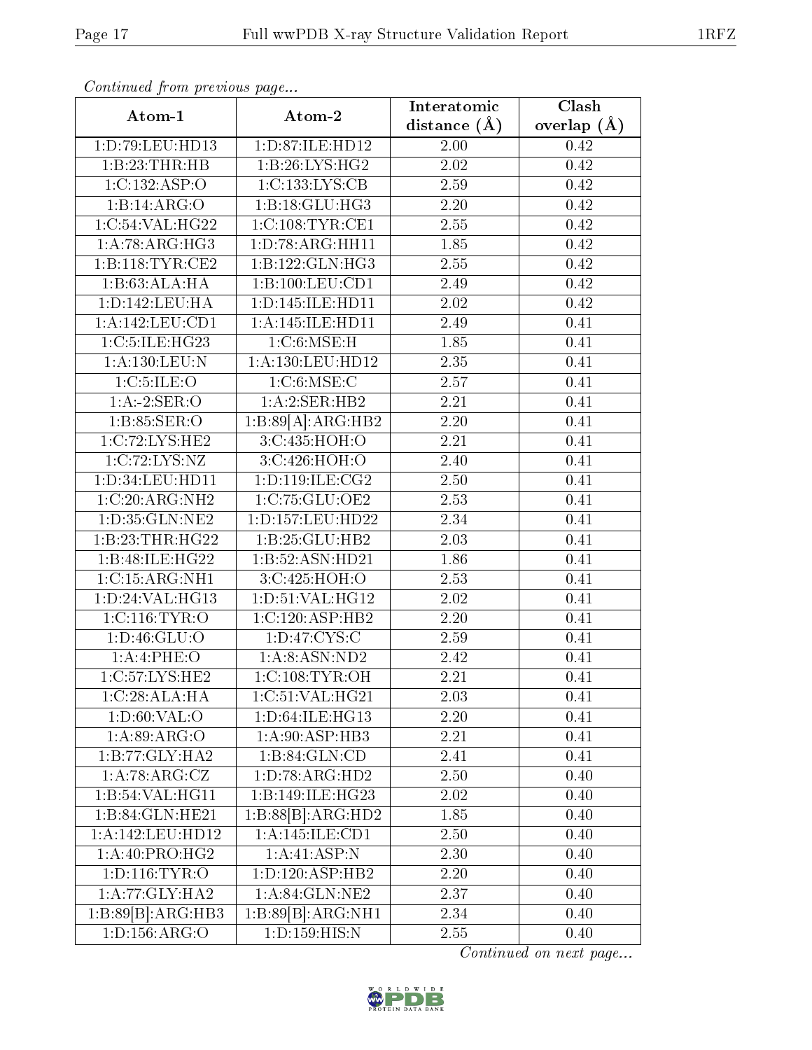*Continued from previous page...*

| Atom-1 | Atom-2 | Interatomic distance (Å) | Clash overlap (Å) |
| --- | --- | --- | --- |
| 1:D:79:LEU:HD13 | 1:D:87:ILE:HD12 | 2.00 | 0.42 |
| 1:B:23:THR:HB | 1:B:26:LYS:HG2 | 2.02 | 0.42 |
| 1:C:132:ASP:O | 1:C:133:LYS:CB | 2.59 | 0.42 |
| 1:B:14:ARG:O | 1:B:18:GLU:HG3 | 2.20 | 0.42 |
| 1:C:54:VAL:HG22 | 1:C:108:TYR:CE1 | 2.55 | 0.42 |
| 1:A:78:ARG:HG3 | 1:D:78:ARG:HH11 | 1.85 | 0.42 |
| 1:B:118:TYR:CE2 | 1:B:122:GLN:HG3 | 2.55 | 0.42 |
| 1:B:63:ALA:HA | 1:B:100:LEU:CD1 | 2.49 | 0.42 |
| 1:D:142:LEU:HA | 1:D:145:ILE:HD11 | 2.02 | 0.42 |
| 1:A:142:LEU:CD1 | 1:A:145:ILE:HD11 | 2.49 | 0.41 |
| 1:C:5:ILE:HG23 | 1:C:6:MSE:H | 1.85 | 0.41 |
| 1:A:130:LEU:N | 1:A:130:LEU:HD12 | 2.35 | 0.41 |
| 1:C:5:ILE:O | 1:C:6:MSE:C | 2.57 | 0.41 |
| 1:A:-2:SER:O | 1:A:2:SER:HB2 | 2.21 | 0.41 |
| 1:B:85:SER:O | 1:B:89[A]:ARG:HB2 | 2.20 | 0.41 |
| 1:C:72:LYS:HE2 | 3:C:435:HOH:O | 2.21 | 0.41 |
| 1:C:72:LYS:NZ | 3:C:426:HOH:O | 2.40 | 0.41 |
| 1:D:34:LEU:HD11 | 1:D:119:ILE:CG2 | 2.50 | 0.41 |
| 1:C:20:ARG:NH2 | 1:C:75:GLU:OE2 | 2.53 | 0.41 |
| 1:D:35:GLN:NE2 | 1:D:157:LEU:HD22 | 2.34 | 0.41 |
| 1:B:23:THR:HG22 | 1:B:25:GLU:HB2 | 2.03 | 0.41 |
| 1:B:48:ILE:HG22 | 1:B:52:ASN:HD21 | 1.86 | 0.41 |
| 1:C:15:ARG:NH1 | 3:C:425:HOH:O | 2.53 | 0.41 |
| 1:D:24:VAL:HG13 | 1:D:51:VAL:HG12 | 2.02 | 0.41 |
| 1:C:116:TYR:O | 1:C:120:ASP:HB2 | 2.20 | 0.41 |
| 1:D:46:GLU:O | 1:D:47:CYS:C | 2.59 | 0.41 |
| 1:A:4:PHE:O | 1:A:8:ASN:ND2 | 2.42 | 0.41 |
| 1:C:57:LYS:HE2 | 1:C:108:TYR:OH | 2.21 | 0.41 |
| 1:C:28:ALA:HA | 1:C:51:VAL:HG21 | 2.03 | 0.41 |
| 1:D:60:VAL:O | 1:D:64:ILE:HG13 | 2.20 | 0.41 |
| 1:A:89:ARG:O | 1:A:90:ASP:HB3 | 2.21 | 0.41 |
| 1:B:77:GLY:HA2 | 1:B:84:GLN:CD | 2.41 | 0.41 |
| 1:A:78:ARG:CZ | 1:D:78:ARG:HD2 | 2.50 | 0.40 |
| 1:B:54:VAL:HG11 | 1:B:149:ILE:HG23 | 2.02 | 0.40 |
| 1:B:84:GLN:HE21 | 1:B:88[B]:ARG:HD2 | 1.85 | 0.40 |
| 1:A:142:LEU:HD12 | 1:A:145:ILE:CD1 | 2.50 | 0.40 |
| 1:A:40:PRO:HG2 | 1:A:41:ASP:N | 2.30 | 0.40 |
| 1:D:116:TYR:O | 1:D:120:ASP:HB2 | 2.20 | 0.40 |
| 1:A:77:GLY:HA2 | 1:A:84:GLN:NE2 | 2.37 | 0.40 |
| 1:B:89[B]:ARG:HB3 | 1:B:89[B]:ARG:NH1 | 2.34 | 0.40 |
| 1:D:156:ARG:O | 1:D:159:HIS:N | 2.55 | 0.40 |

*Continued on next page...*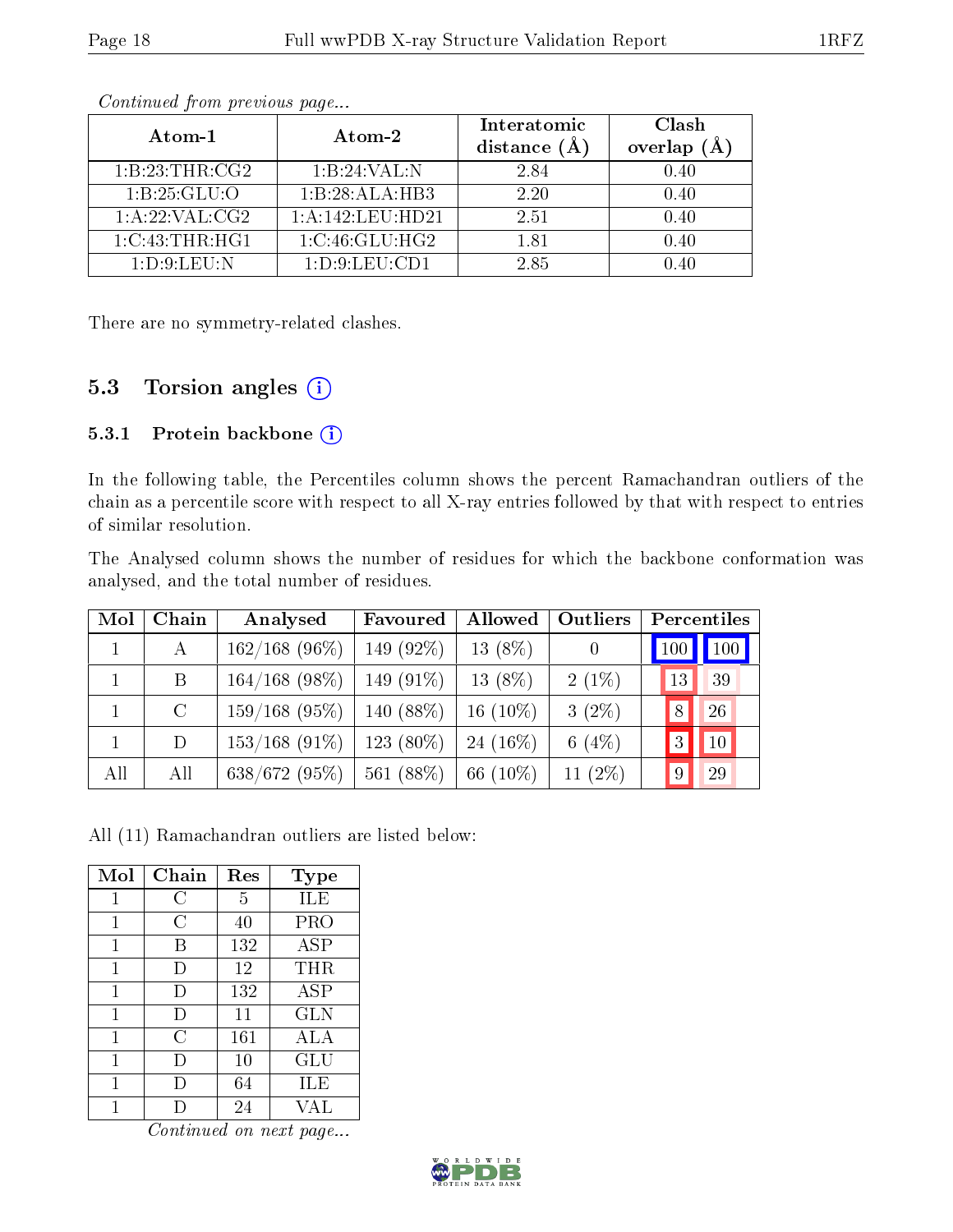*Continued from previous page...*

| Atom-1 | Atom-2 | Interatomic distance (Å) | Clash overlap (Å) |
|---|---|---|---|
| 1:B:23:THR:CG2 | 1:B:24:VAL:N | 2.84 | 0.40 |
| 1:B:25:GLU:O | 1:B:28:ALA:HB3 | 2.20 | 0.40 |
| 1:A:22:VAL:CG2 | 1:A:142:LEU:HD21 | 2.51 | 0.40 |
| 1:C:43:THR:HG1 | 1:C:46:GLU:HG2 | 1.81 | 0.40 |
| 1:D:9:LEU:N | 1:D:9:LEU:CD1 | 2.85 | 0.40 |

There are no symmetry-related clashes.

### 5.3 Torsion angles

#### 5.3.1 Protein backbone

In the following table, the Percentiles column shows the percent Ramachandran outliers of the chain as a percentile score with respect to all X-ray entries followed by that with respect to entries of similar resolution.

The Analysed column shows the number of residues for which the backbone conformation was analysed, and the total number of residues.

| Mol | Chain | Analysed | Favoured | Allowed | Outliers | Percentiles | |
|---|---|---|---|---|---|---|---|
| 1 | A | 162/168 (96%) | 149 (92%) | 13 (8%) | 0 | 100 | 100 |
| 1 | B | 164/168 (98%) | 149 (91%) | 13 (8%) | 2 (1%) | 13 | 39 |
| 1 | C | 159/168 (95%) | 140 (88%) | 16 (10%) | 3 (2%) | 8 | 26 |
| 1 | D | 153/168 (91%) | 123 (80%) | 24 (16%) | 6 (4%) | 3 | 10 |
| All | All | 638/672 (95%) | 561 (88%) | 66 (10%) | 11 (2%) | 9 | 29 |

All (11) Ramachandran outliers are listed below:

| Mol | Chain | Res | Type |
|---|---|---|---|
| 1 | C | 5 | ILE |
| 1 | C | 40 | PRO |
| 1 | B | 132 | ASP |
| 1 | D | 12 | THR |
| 1 | D | 132 | ASP |
| 1 | D | 11 | GLN |
| 1 | C | 161 | ALA |
| 1 | D | 10 | GLU |
| 1 | D | 64 | ILE |
| 1 | D | 24 | VAL |

*Continued on next page...*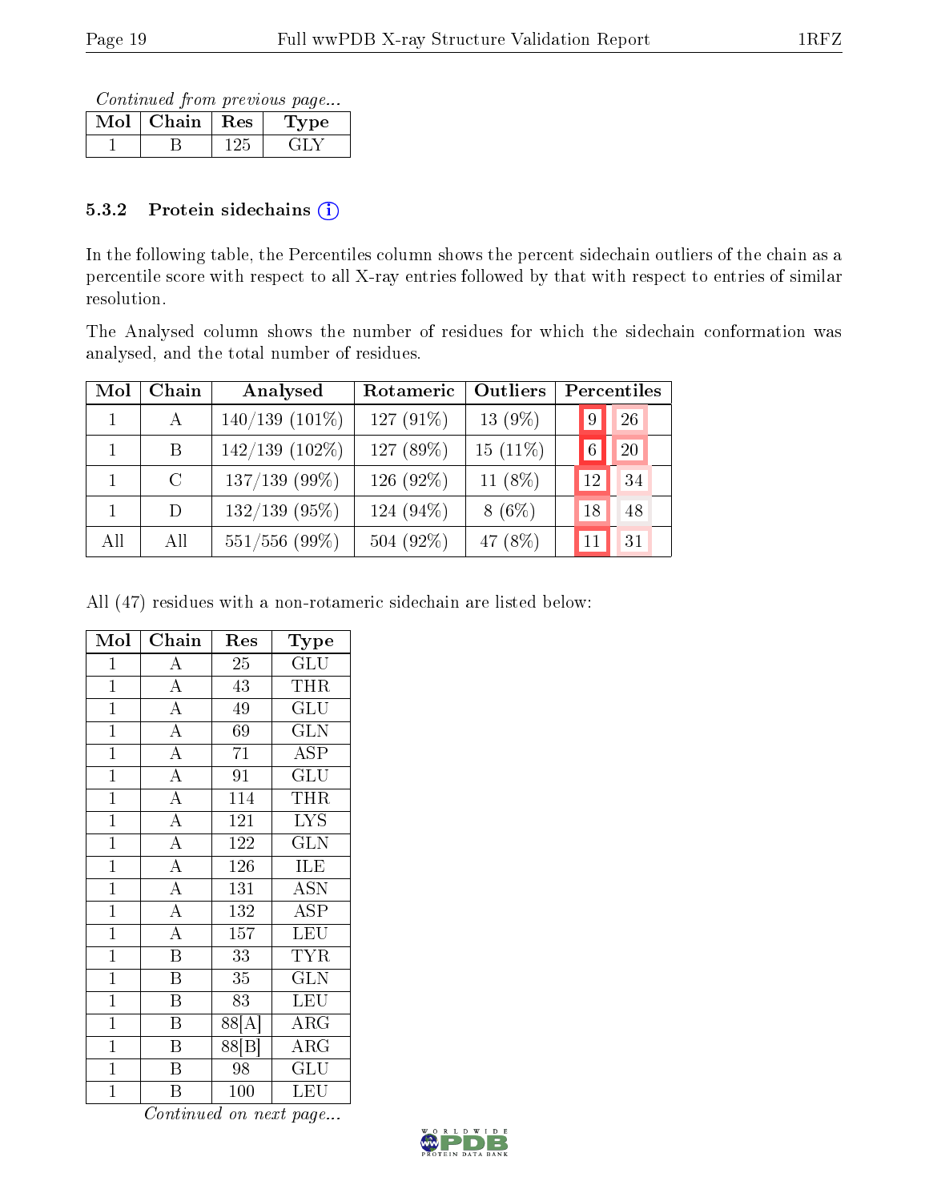*Continued from previous page...*

| Mol | Chain | Res | Type |
|---|---|---|---|
| 1 | B | 125 | GLY |

### 5.3.2 Protein sidechains

In the following table, the Percentiles column shows the percent sidechain outliers of the chain as a percentile score with respect to all X-ray entries followed by that with respect to entries of similar resolution.

The Analysed column shows the number of residues for which the sidechain conformation was analysed, and the total number of residues.

| Mol | Chain | Analysed | Rotameric | Outliers | Percentiles | |
|---|---|---|---|---|---|---|
| 1 | A | 140/139 (101%) | 127 (91%) | 13 (9%) | 9 | 26 |
| 1 | B | 142/139 (102%) | 127 (89%) | 15 (11%) | 6 | 20 |
| 1 | C | 137/139 (99%) | 126 (92%) | 11 (8%) | 12 | 34 |
| 1 | D | 132/139 (95%) | 124 (94%) | 8 (6%) | 18 | 48 |
| All | All | 551/556 (99%) | 504 (92%) | 47 (8%) | 11 | 31 |

All (47) residues with a non-rotameric sidechain are listed below:

| Mol | Chain | Res | Type |
|---|---|---|---|
| 1 | A | 25 | GLU |
| 1 | A | 43 | THR |
| 1 | A | 49 | GLU |
| 1 | A | 69 | GLN |
| 1 | A | 71 | ASP |
| 1 | A | 91 | GLU |
| 1 | A | 114 | THR |
| 1 | A | 121 | LYS |
| 1 | A | 122 | GLN |
| 1 | A | 126 | ILE |
| 1 | A | 131 | ASN |
| 1 | A | 132 | ASP |
| 1 | A | 157 | LEU |
| 1 | B | 33 | TYR |
| 1 | B | 35 | GLN |
| 1 | B | 83 | LEU |
| 1 | B | 88[A] | ARG |
| 1 | B | 88[B] | ARG |
| 1 | B | 98 | GLU |
| 1 | B | 100 | LEU |

*Continued on next page...*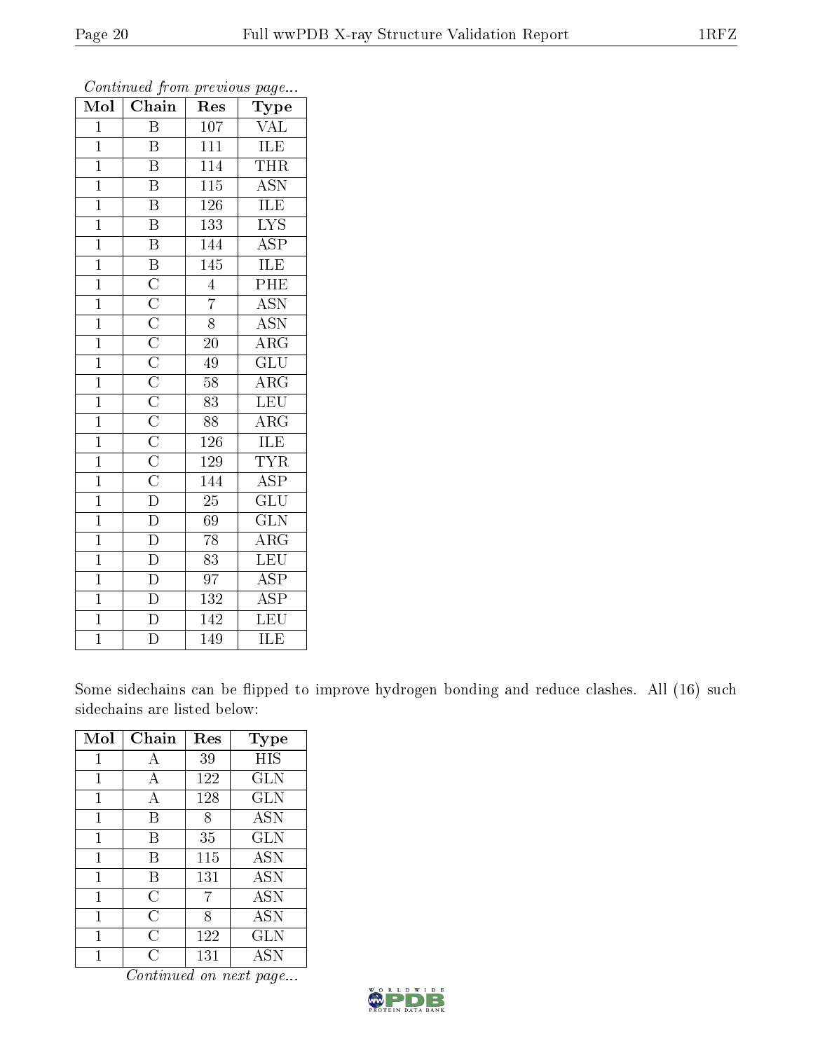*Continued from previous page...*

| Mol | Chain | Res | Type |
|---|---|---|---|
| 1 | B | 107 | VAL |
| 1 | B | 111 | ILE |
| 1 | B | 114 | THR |
| 1 | B | 115 | ASN |
| 1 | B | 126 | ILE |
| 1 | B | 133 | LYS |
| 1 | B | 144 | ASP |
| 1 | B | 145 | ILE |
| 1 | C | 4 | PHE |
| 1 | C | 7 | ASN |
| 1 | C | 8 | ASN |
| 1 | C | 20 | ARG |
| 1 | C | 49 | GLU |
| 1 | C | 58 | ARG |
| 1 | C | 83 | LEU |
| 1 | C | 88 | ARG |
| 1 | C | 126 | ILE |
| 1 | C | 129 | TYR |
| 1 | C | 144 | ASP |
| 1 | D | 25 | GLU |
| 1 | D | 69 | GLN |
| 1 | D | 78 | ARG |
| 1 | D | 83 | LEU |
| 1 | D | 97 | ASP |
| 1 | D | 132 | ASP |
| 1 | D | 142 | LEU |
| 1 | D | 149 | ILE |

Some sidechains can be flipped to improve hydrogen bonding and reduce clashes. All (16) such sidechains are listed below:

| Mol | Chain | Res | Type |
|---|---|---|---|
| 1 | A | 39 | HIS |
| 1 | A | 122 | GLN |
| 1 | A | 128 | GLN |
| 1 | B | 8 | ASN |
| 1 | B | 35 | GLN |
| 1 | B | 115 | ASN |
| 1 | B | 131 | ASN |
| 1 | C | 7 | ASN |
| 1 | C | 8 | ASN |
| 1 | C | 122 | GLN |
| 1 | C | 131 | ASN |

*Continued on next page...*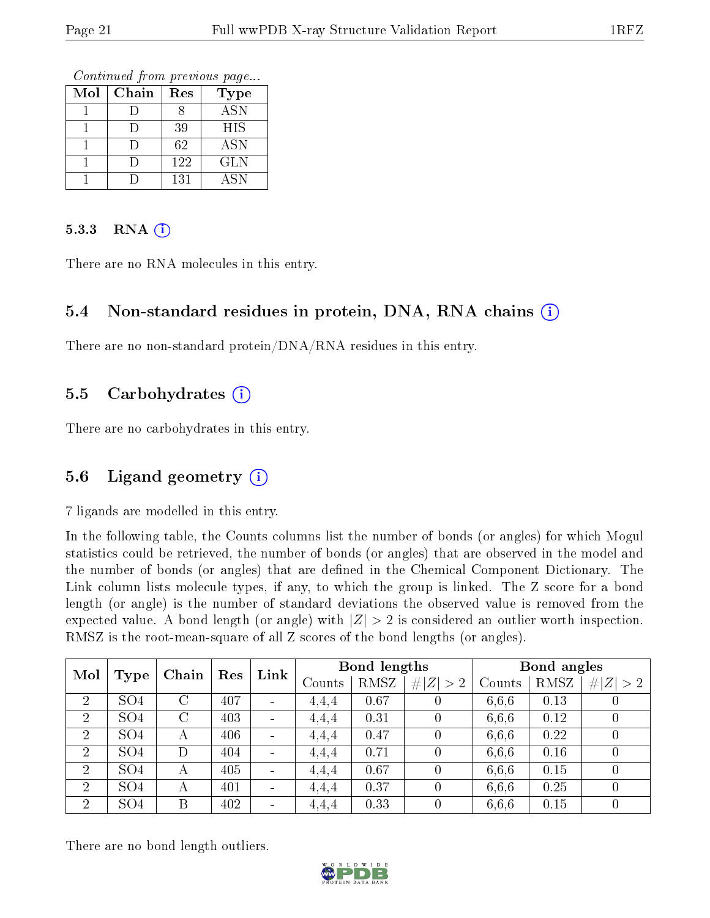*Continued from previous page...*

| Mol | Chain | Res | Type |
|---|---|---|---|
| 1 | D | 8 | ASN |
| 1 | D | 39 | HIS |
| 1 | D | 62 | ASN |
| 1 | D | 122 | GLN |
| 1 | D | 131 | ASN |

#### 5.3.3 RNA (i)

There are no RNA molecules in this entry.

### 5.4 Non-standard residues in protein, DNA, RNA chains (i)

There are no non-standard protein/DNA/RNA residues in this entry.

### 5.5 Carbohydrates (i)

There are no carbohydrates in this entry.

### 5.6 Ligand geometry (i)

7 ligands are modelled in this entry.

In the following table, the Counts columns list the number of bonds (or angles) for which Mogul statistics could be retrieved, the number of bonds (or angles) that are observed in the model and the number of bonds (or angles) that are defined in the Chemical Component Dictionary. The Link column lists molecule types, if any, to which the group is linked. The Z score for a bond length (or angle) is the number of standard deviations the observed value is removed from the expected value. A bond length (or angle) with $|Z| > 2$ is considered an outlier worth inspection. RMSZ is the root-mean-square of all Z scores of the bond lengths (or angles).

| Mol | Type | Chain | Res | Link | Bond lengths | | | Bond angles | | |
|---|---|---|---|---|---|---|---|---|---|---|
| | | | | | Counts | RMSZ | $\#\|Z\| > 2$ | Counts | RMSZ | $\#\|Z\| > 2$ |
| 2 | SO4 | C | 407 | - | 4,4,4 | 0.67 | 0 | 6,6,6 | 0.13 | 0 |
| 2 | SO4 | C | 403 | - | 4,4,4 | 0.31 | 0 | 6,6,6 | 0.12 | 0 |
| 2 | SO4 | A | 406 | - | 4,4,4 | 0.47 | 0 | 6,6,6 | 0.22 | 0 |
| 2 | SO4 | D | 404 | - | 4,4,4 | 0.71 | 0 | 6,6,6 | 0.16 | 0 |
| 2 | SO4 | A | 405 | - | 4,4,4 | 0.67 | 0 | 6,6,6 | 0.15 | 0 |
| 2 | SO4 | A | 401 | - | 4,4,4 | 0.37 | 0 | 6,6,6 | 0.25 | 0 |
| 2 | SO4 | B | 402 | - | 4,4,4 | 0.33 | 0 | 6,6,6 | 0.15 | 0 |

There are no bond length outliers.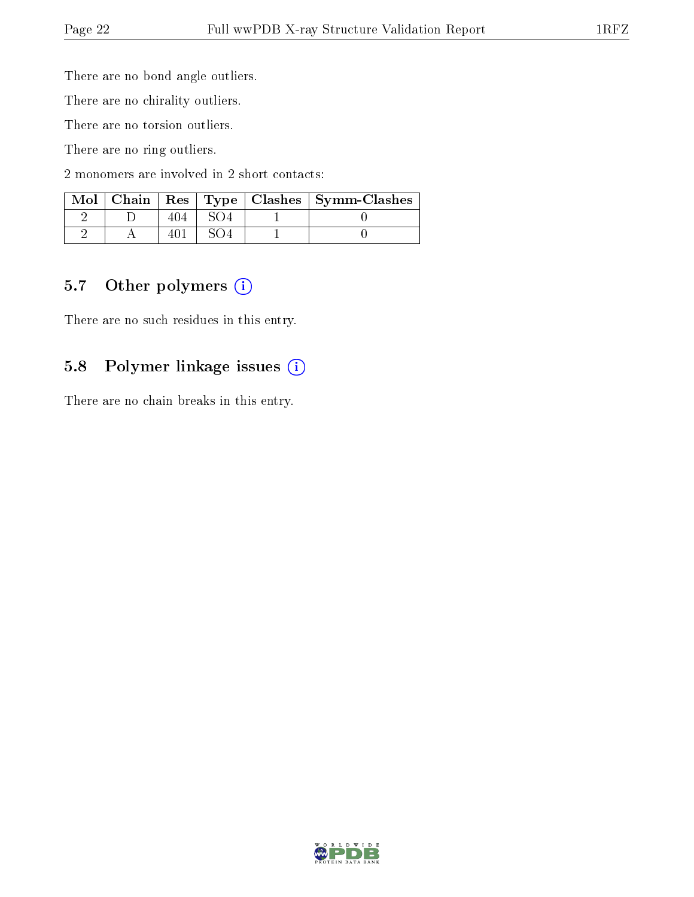There are no bond angle outliers.

There are no chirality outliers.

There are no torsion outliers.

There are no ring outliers.

2 monomers are involved in 2 short contacts:

| Mol | Chain | Res | Type | Clashes | Symm-Clashes |
|---|---|---|---|---|---|
| 2 | D | 404 | SO4 | 1 | 0 |
| 2 | A | 401 | SO4 | 1 | 0 |

## 5.7 Other polymers

There are no such residues in this entry.

## 5.8 Polymer linkage issues

There are no chain breaks in this entry.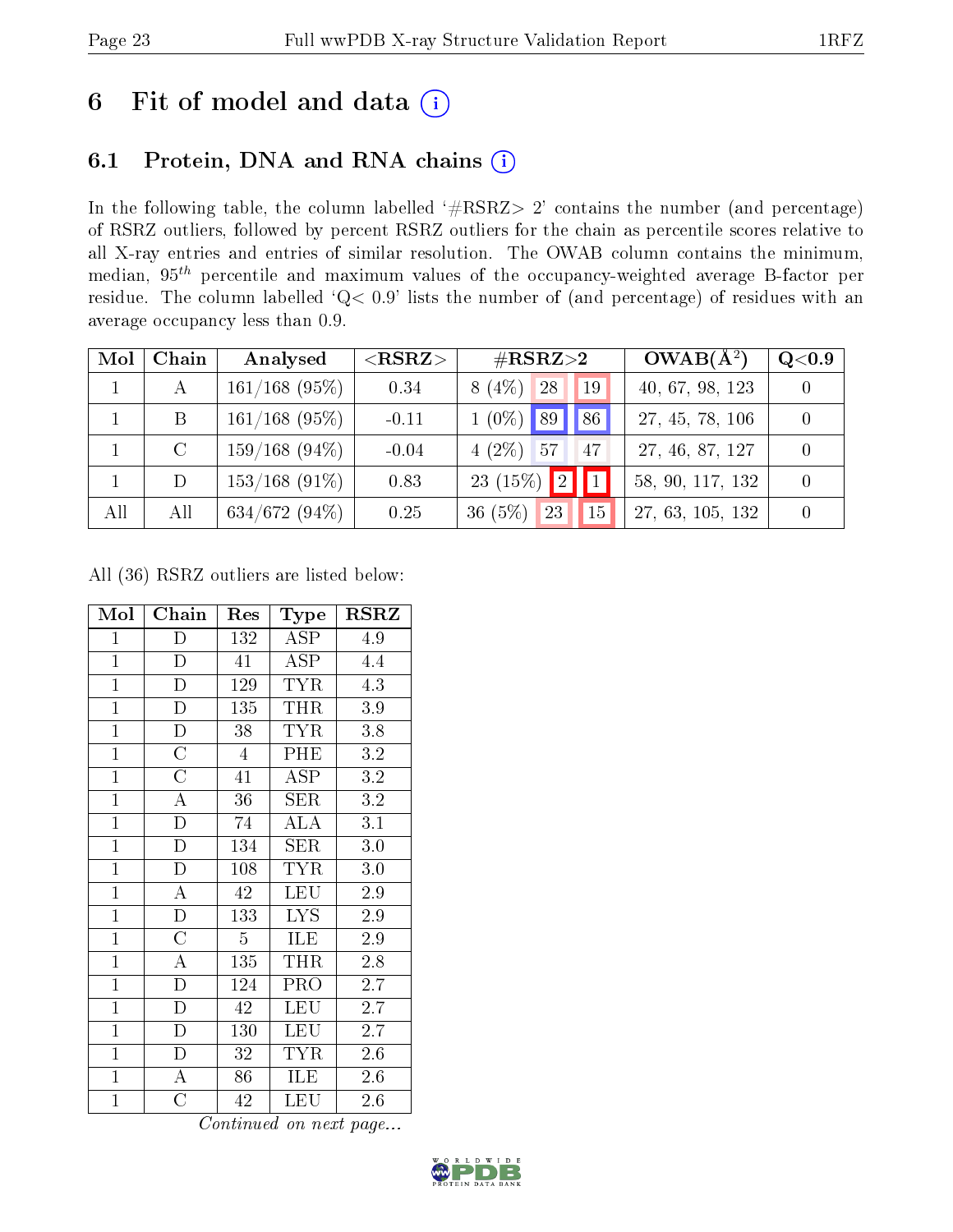# 6 Fit of model and data

## 6.1 Protein, DNA and RNA chains

In the following table, the column labelled '#RSRZ> 2' contains the number (and percentage) of RSRZ outliers, followed by percent RSRZ outliers for the chain as percentile scores relative to all X-ray entries and entries of similar resolution. The OWAB column contains the minimum, median, $95^{th}$ percentile and maximum values of the occupancy-weighted average B-factor per residue. The column labelled 'Q< 0.9' lists the number of (and percentage) of residues with an average occupancy less than 0.9.

| Mol | Chain | Analysed | <RSRZ> | #RSRZ>2 | | | OWAB(Å$^2$) | Q<0.9 |
|---|---|---|---|---|---|---|---|---|
| 1 | A | 161/168 (95%) | 0.34 | 8 (4%) | 28 | 19 | 40, 67, 98, 123 | 0 |
| 1 | B | 161/168 (95%) | -0.11 | 1 (0%) | 89 | 86 | 27, 45, 78, 106 | 0 |
| 1 | C | 159/168 (94%) | -0.04 | 4 (2%) | 57 | 47 | 27, 46, 87, 127 | 0 |
| 1 | D | 153/168 (91%) | 0.83 | 23 (15%) | 2 | 1 | 58, 90, 117, 132 | 0 |
| All | All | 634/672 (94%) | 0.25 | 36 (5%) | 23 | 15 | 27, 63, 105, 132 | 0 |

All (36) RSRZ outliers are listed below:

| Mol | Chain | Res | Type | RSRZ |
|---|---|---|---|---|
| 1 | D | 132 | ASP | 4.9 |
| 1 | D | 41 | ASP | 4.4 |
| 1 | D | 129 | TYR | 4.3 |
| 1 | D | 135 | THR | 3.9 |
| 1 | D | 38 | TYR | 3.8 |
| 1 | C | 4 | PHE | 3.2 |
| 1 | C | 41 | ASP | 3.2 |
| 1 | A | 36 | SER | 3.2 |
| 1 | D | 74 | ALA | 3.1 |
| 1 | D | 134 | SER | 3.0 |
| 1 | D | 108 | TYR | 3.0 |
| 1 | A | 42 | LEU | 2.9 |
| 1 | D | 133 | LYS | 2.9 |
| 1 | C | 5 | ILE | 2.9 |
| 1 | A | 135 | THR | 2.8 |
| 1 | D | 124 | PRO | 2.7 |
| 1 | D | 42 | LEU | 2.7 |
| 1 | D | 130 | LEU | 2.7 |
| 1 | D | 32 | TYR | 2.6 |
| 1 | A | 86 | ILE | 2.6 |
| 1 | C | 42 | LEU | 2.6 |

*Continued on next page...*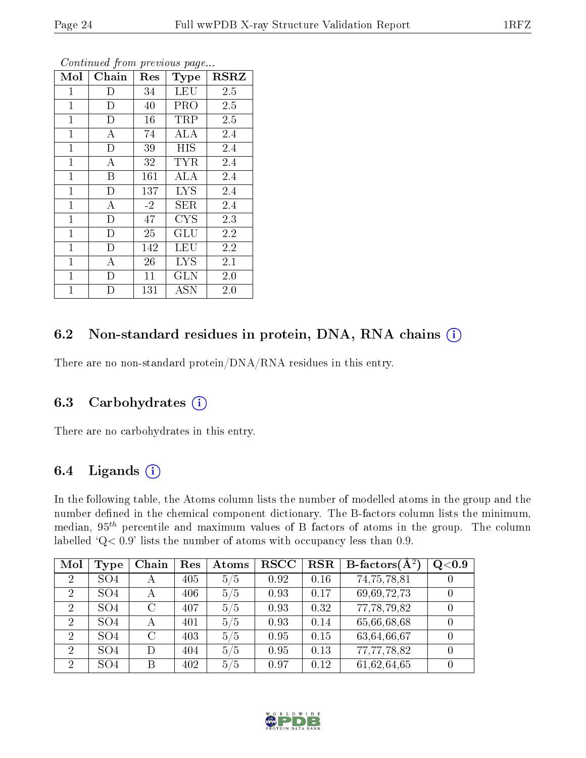*Continued from previous page...*

| Mol | Chain | Res | Type | RSRZ |
|---|---|---|---|---|
| 1 | D | 34 | LEU | 2.5 |
| 1 | D | 40 | PRO | 2.5 |
| 1 | D | 16 | TRP | 2.5 |
| 1 | A | 74 | ALA | 2.4 |
| 1 | D | 39 | HIS | 2.4 |
| 1 | A | 32 | TYR | 2.4 |
| 1 | B | 161 | ALA | 2.4 |
| 1 | D | 137 | LYS | 2.4 |
| 1 | A | -2 | SER | 2.4 |
| 1 | D | 47 | CYS | 2.3 |
| 1 | D | 25 | GLU | 2.2 |
| 1 | D | 142 | LEU | 2.2 |
| 1 | A | 26 | LYS | 2.1 |
| 1 | D | 11 | GLN | 2.0 |
| 1 | D | 131 | ASN | 2.0 |

## 6.2 Non-standard residues in protein, DNA, RNA chains

There are no non-standard protein/DNA/RNA residues in this entry.

## 6.3 Carbohydrates

There are no carbohydrates in this entry.

## 6.4 Ligands

In the following table, the Atoms column lists the number of modelled atoms in the group and the number defined in the chemical component dictionary. The B-factors column lists the minimum, median, $95^{th}$ percentile and maximum values of B factors of atoms in the group. The column labelled 'Q< 0.9' lists the number of atoms with occupancy less than 0.9.

| Mol | Type | Chain | Res | Atoms | RSCC | RSR | B-factors(Å$^2$) | Q<0.9 |
|---|---|---|---|---|---|---|---|---|
| 2 | SO4 | A | 405 | 5/5 | 0.92 | 0.16 | 74,75,78,81 | 0 |
| 2 | SO4 | A | 406 | 5/5 | 0.93 | 0.17 | 69,69,72,73 | 0 |
| 2 | SO4 | C | 407 | 5/5 | 0.93 | 0.32 | 77,78,79,82 | 0 |
| 2 | SO4 | A | 401 | 5/5 | 0.93 | 0.14 | 65,66,68,68 | 0 |
| 2 | SO4 | C | 403 | 5/5 | 0.95 | 0.15 | 63,64,66,67 | 0 |
| 2 | SO4 | D | 404 | 5/5 | 0.95 | 0.13 | 77,77,78,82 | 0 |
| 2 | SO4 | B | 402 | 5/5 | 0.97 | 0.12 | 61,62,64,65 | 0 |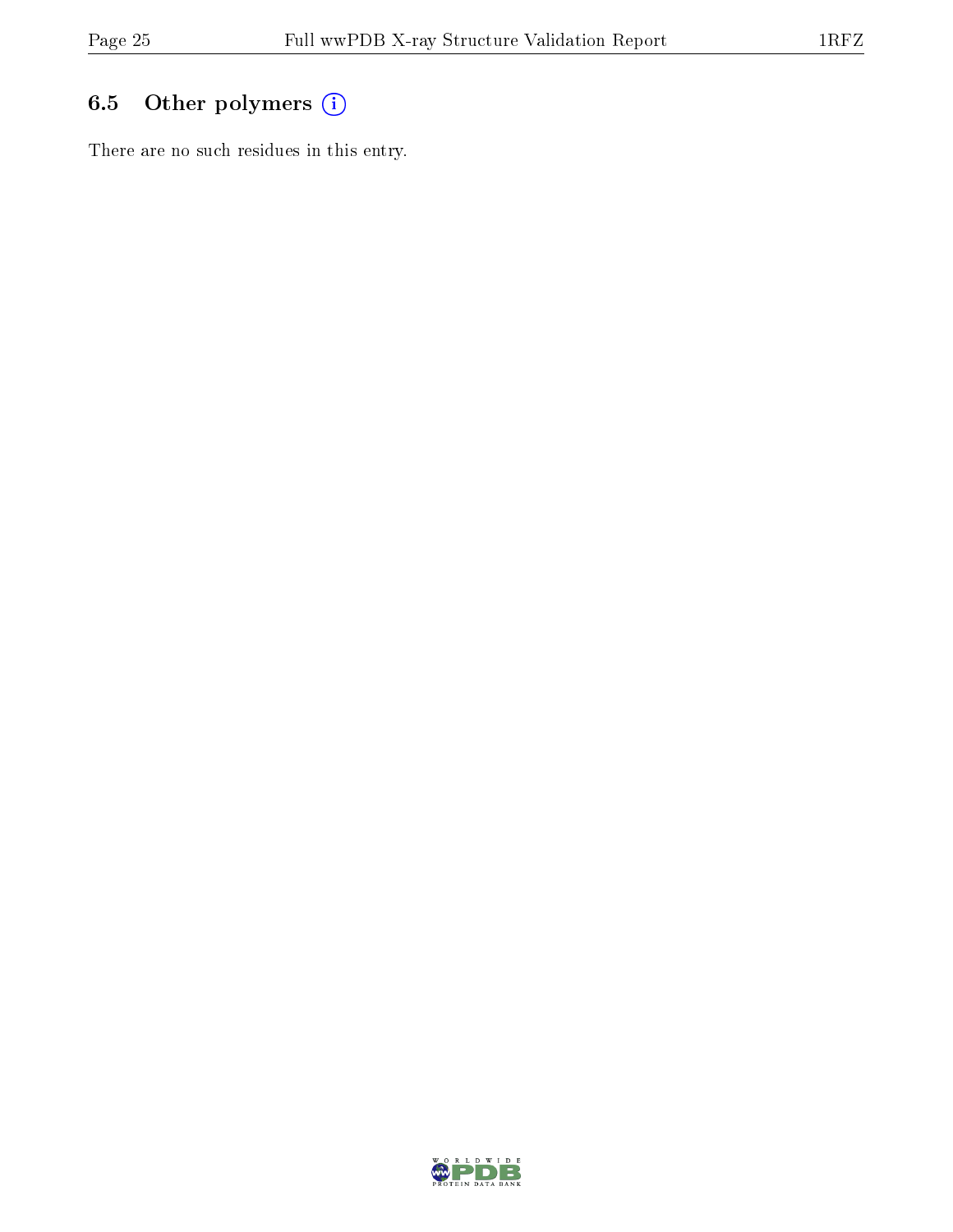### 6.5 Other polymers

There are no such residues in this entry.